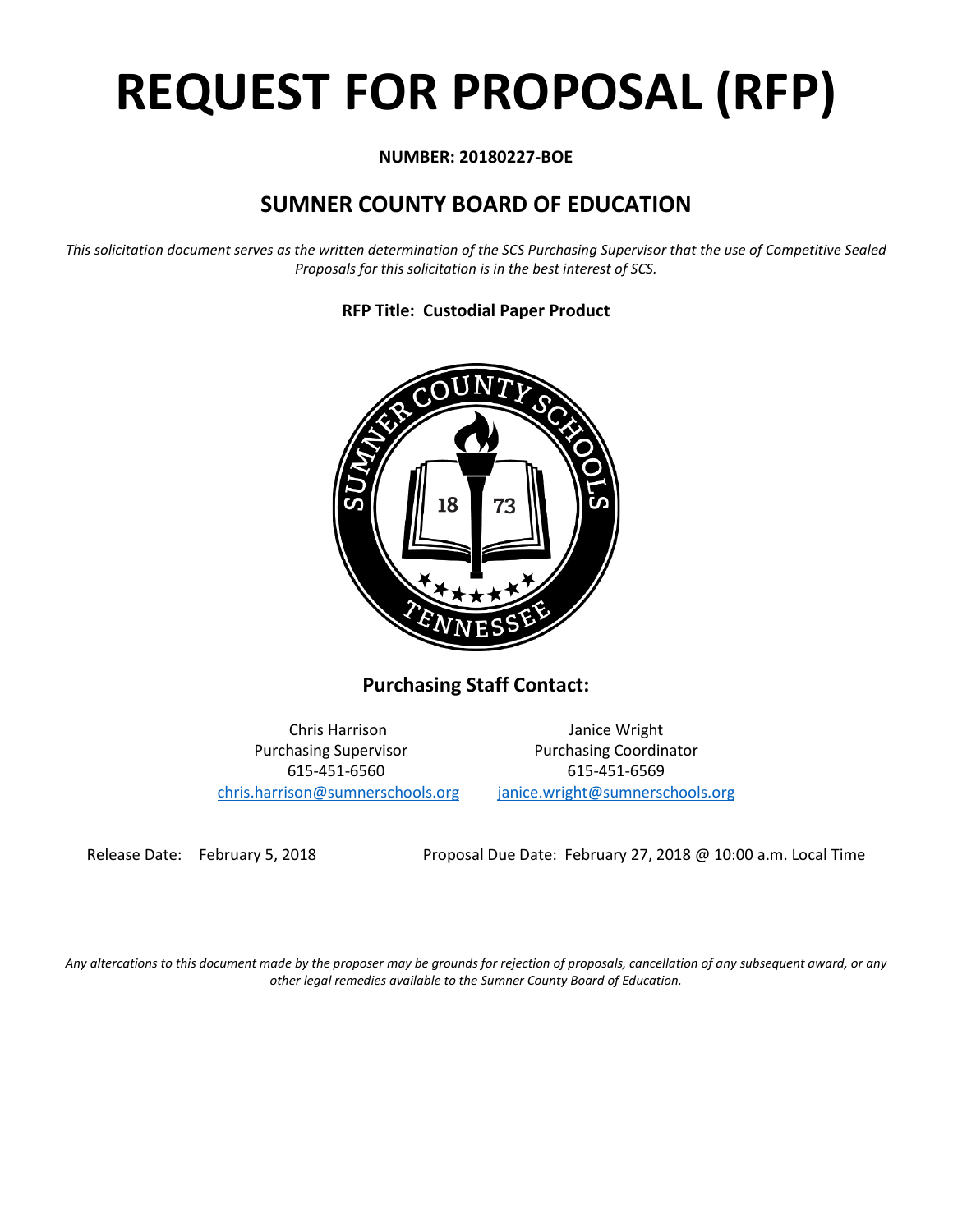# REQUEST FOR PROPOSAL (RFP)

**NUMBER: 20180227-BOE**

## SUMNER COUNTY BOARD OF EDUCATION

*This solicitation document serves as the written determination of the SCS Purchasing Supervisor that the use of Competitive Sealed Proposals for this solicitation is in the best interest of SCS.*

**RFP Title: Custodial Paper Product**

### Purchasing Staff Contact:

| | |
|---|---|
| Chris Harrison | Janice Wright |
| Purchasing Supervisor | Purchasing Coordinator |
| 615-451-6560 | 615-451-6569 |
| chris.harrison@sumnerschools.org | janice.wright@sumnerschools.org |

Release Date: February 5, 2018

Proposal Due Date: February 27, 2018 @ 10:00 a.m. Local Time

*Any altercations to this document made by the proposer may be grounds for rejection of proposals, cancellation of any subsequent award, or any other legal remedies available to the Sumner County Board of Education.*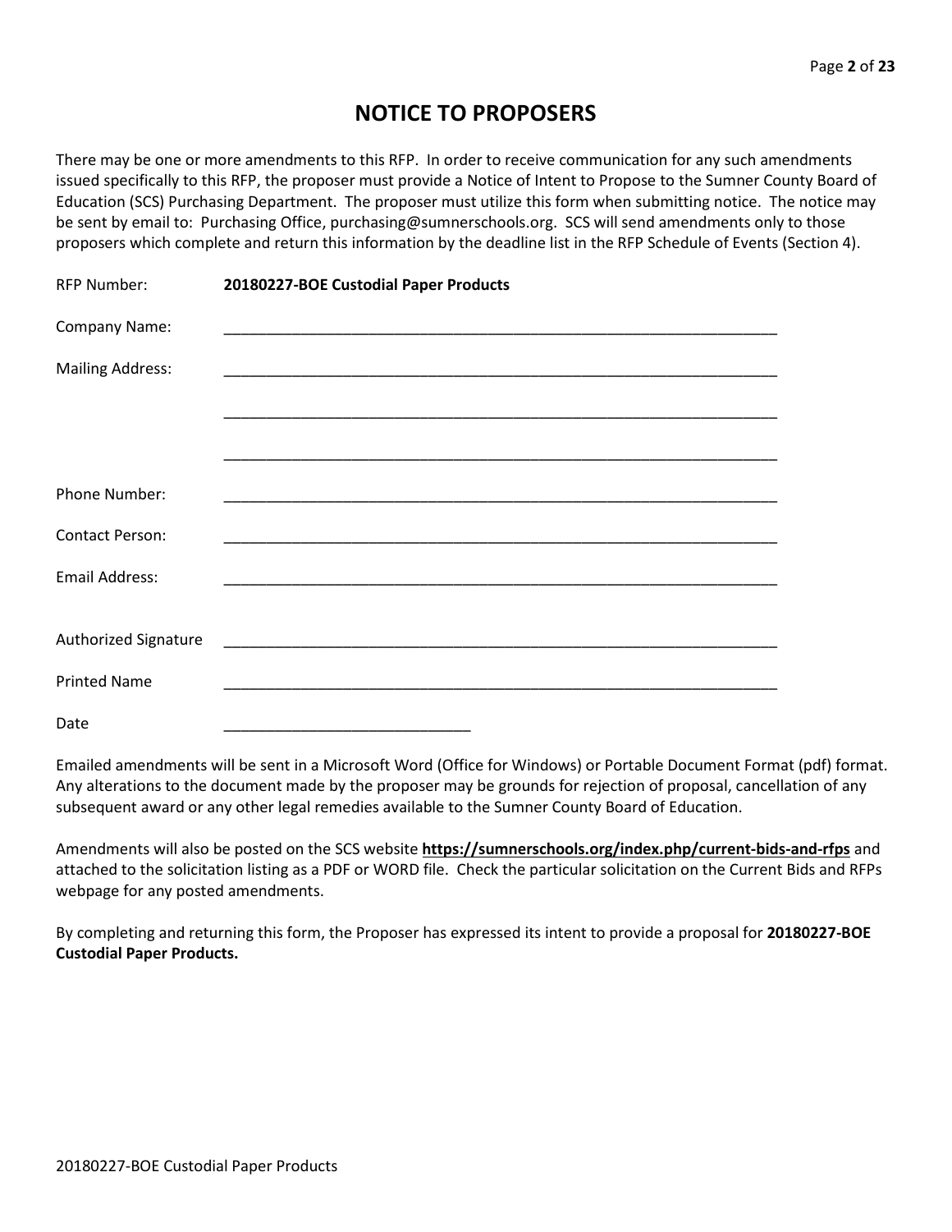# NOTICE TO PROPOSERS

There may be one or more amendments to this RFP. In order to receive communication for any such amendments issued specifically to this RFP, the proposer must provide a Notice of Intent to Propose to the Sumner County Board of Education (SCS) Purchasing Department. The proposer must utilize this form when submitting notice. The notice may be sent by email to: Purchasing Office, purchasing@sumnerschools.org. SCS will send amendments only to those proposers which complete and return this information by the deadline list in the RFP Schedule of Events (Section 4).

RFP Number: **20180227-BOE Custodial Paper Products**

Company Name: ____________________________________________________________________

Mailing Address: ____________________________________________________________________

____________________________________________________________________

____________________________________________________________________

Phone Number: ____________________________________________________________________

Contact Person: ____________________________________________________________________

Email Address: ____________________________________________________________________

Authorized Signature ____________________________________________________________________

Printed Name ____________________________________________________________________

Date _____________________________

Emailed amendments will be sent in a Microsoft Word (Office for Windows) or Portable Document Format (pdf) format. Any alterations to the document made by the proposer may be grounds for rejection of proposal, cancellation of any subsequent award or any other legal remedies available to the Sumner County Board of Education.

Amendments will also be posted on the SCS website **https://sumnerschools.org/index.php/current-bids-and-rfps** and attached to the solicitation listing as a PDF or WORD file. Check the particular solicitation on the Current Bids and RFPs webpage for any posted amendments.

By completing and returning this form, the Proposer has expressed its intent to provide a proposal for **20180227-BOE Custodial Paper Products.**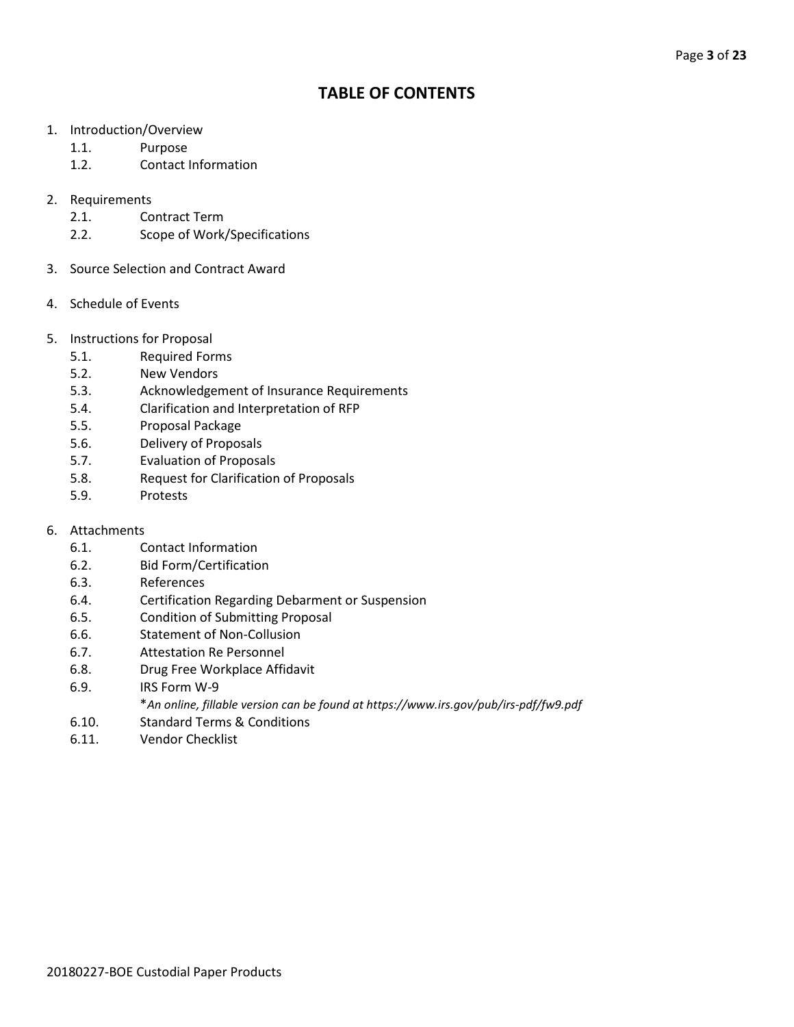# TABLE OF CONTENTS

1. Introduction/Overview
   - 1.1. Purpose
   - 1.2. Contact Information

2. Requirements
   - 2.1. Contract Term
   - 2.2. Scope of Work/Specifications

3. Source Selection and Contract Award

4. Schedule of Events

5. Instructions for Proposal
   - 5.1. Required Forms
   - 5.2. New Vendors
   - 5.3. Acknowledgement of Insurance Requirements
   - 5.4. Clarification and Interpretation of RFP
   - 5.5. Proposal Package
   - 5.6. Delivery of Proposals
   - 5.7. Evaluation of Proposals
   - 5.8. Request for Clarification of Proposals
   - 5.9. Protests

6. Attachments
   - 6.1. Contact Information
   - 6.2. Bid Form/Certification
   - 6.3. References
   - 6.4. Certification Regarding Debarment or Suspension
   - 6.5. Condition of Submitting Proposal
   - 6.6. Statement of Non-Collusion
   - 6.7. Attestation Re Personnel
   - 6.8. Drug Free Workplace Affidavit
   - 6.9. IRS Form W-9
     
     **An online, fillable version can be found at https://www.irs.gov/pub/irs-pdf/fw9.pdf*
   - 6.10. Standard Terms & Conditions
   - 6.11. Vendor Checklist

20180227-BOE Custodial Paper Products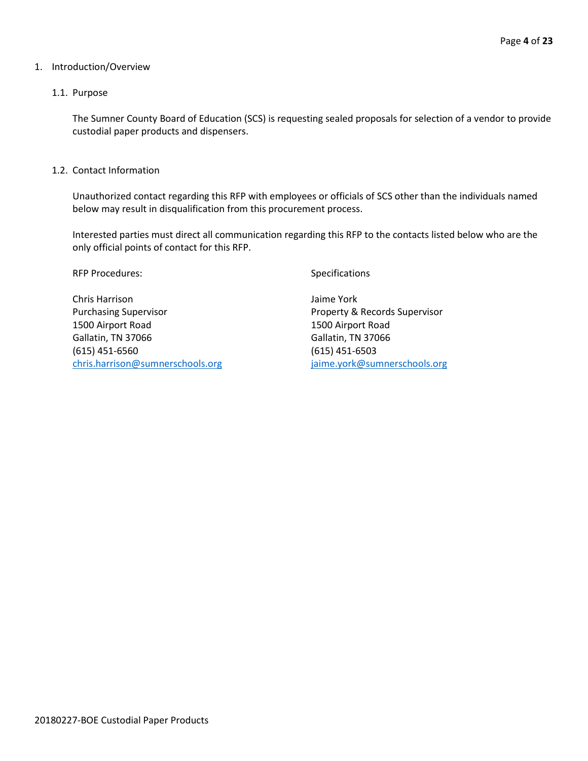# 1. Introduction/Overview

## 1.1. Purpose

The Sumner County Board of Education (SCS) is requesting sealed proposals for selection of a vendor to provide custodial paper products and dispensers.

## 1.2. Contact Information

Unauthorized contact regarding this RFP with employees or officials of SCS other than the individuals named below may result in disqualification from this procurement process.

Interested parties must direct all communication regarding this RFP to the contacts listed below who are the only official points of contact for this RFP.

RFP Procedures:

Chris Harrison
Purchasing Supervisor
1500 Airport Road
Gallatin, TN 37066
(615) 451-6560
chris.harrison@sumnerschools.org

Specifications

Jaime York
Property & Records Supervisor
1500 Airport Road
Gallatin, TN 37066
(615) 451-6503
jaime.york@sumnerschools.org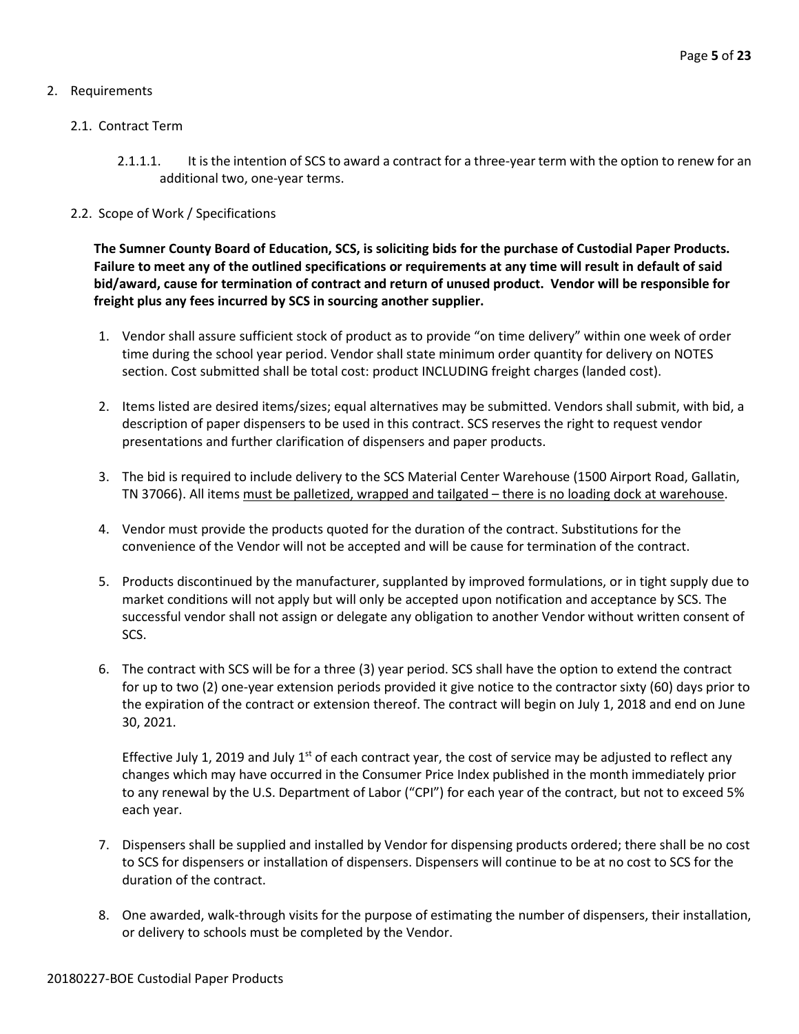2. Requirements

   2.1. Contract Term

      2.1.1.1. It is the intention of SCS to award a contract for a three-year term with the option to renew for an additional two, one-year terms.

   2.2. Scope of Work / Specifications

**The Sumner County Board of Education, SCS, is soliciting bids for the purchase of Custodial Paper Products. Failure to meet any of the outlined specifications or requirements at any time will result in default of said bid/award, cause for termination of contract and return of unused product. Vendor will be responsible for freight plus any fees incurred by SCS in sourcing another supplier.**

1. Vendor shall assure sufficient stock of product as to provide "on time delivery" within one week of order time during the school year period. Vendor shall state minimum order quantity for delivery on NOTES section. Cost submitted shall be total cost: product INCLUDING freight charges (landed cost).

2. Items listed are desired items/sizes; equal alternatives may be submitted. Vendors shall submit, with bid, a description of paper dispensers to be used in this contract. SCS reserves the right to request vendor presentations and further clarification of dispensers and paper products.

3. The bid is required to include delivery to the SCS Material Center Warehouse (1500 Airport Road, Gallatin, TN 37066). All items <u>must be palletized, wrapped and tailgated – there is no loading dock at warehouse</u>.

4. Vendor must provide the products quoted for the duration of the contract. Substitutions for the convenience of the Vendor will not be accepted and will be cause for termination of the contract.

5. Products discontinued by the manufacturer, supplanted by improved formulations, or in tight supply due to market conditions will not apply but will only be accepted upon notification and acceptance by SCS. The successful vendor shall not assign or delegate any obligation to another Vendor without written consent of SCS.

6. The contract with SCS will be for a three (3) year period. SCS shall have the option to extend the contract for up to two (2) one-year extension periods provided it give notice to the contractor sixty (60) days prior to the expiration of the contract or extension thereof. The contract will begin on July 1, 2018 and end on June 30, 2021.

   Effective July 1, 2019 and July 1st of each contract year, the cost of service may be adjusted to reflect any changes which may have occurred in the Consumer Price Index published in the month immediately prior to any renewal by the U.S. Department of Labor ("CPI") for each year of the contract, but not to exceed 5% each year.

7. Dispensers shall be supplied and installed by Vendor for dispensing products ordered; there shall be no cost to SCS for dispensers or installation of dispensers. Dispensers will continue to be at no cost to SCS for the duration of the contract.

8. One awarded, walk-through visits for the purpose of estimating the number of dispensers, their installation, or delivery to schools must be completed by the Vendor.

20180227-BOE Custodial Paper Products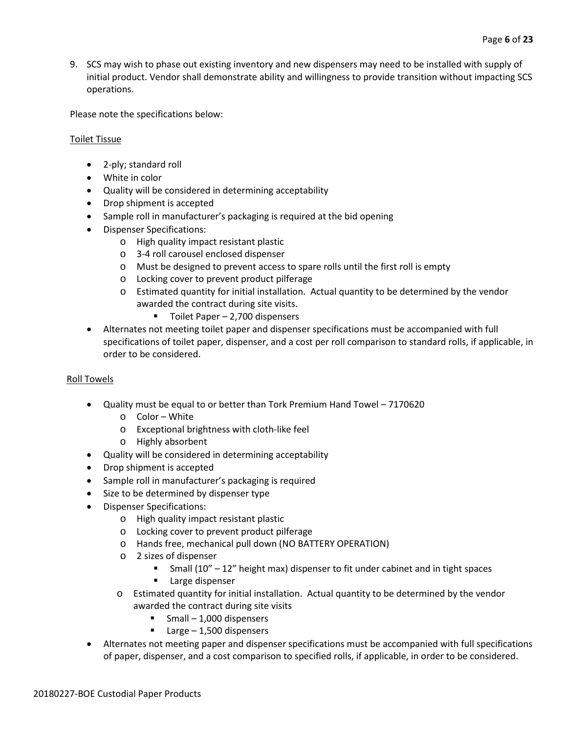9. SCS may wish to phase out existing inventory and new dispensers may need to be installed with supply of initial product. Vendor shall demonstrate ability and willingness to provide transition without impacting SCS operations.

Please note the specifications below:

Toilet Tissue

- 2-ply; standard roll
- White in color
- Quality will be considered in determining acceptability
- Drop shipment is accepted
- Sample roll in manufacturer's packaging is required at the bid opening
- Dispenser Specifications:
  - High quality impact resistant plastic
  - 3-4 roll carousel enclosed dispenser
  - Must be designed to prevent access to spare rolls until the first roll is empty
  - Locking cover to prevent product pilferage
  - Estimated quantity for initial installation. Actual quantity to be determined by the vendor awarded the contract during site visits.
    - Toilet Paper – 2,700 dispensers
- Alternates not meeting toilet paper and dispenser specifications must be accompanied with full specifications of toilet paper, dispenser, and a cost per roll comparison to standard rolls, if applicable, in order to be considered.

Roll Towels

- Quality must be equal to or better than Tork Premium Hand Towel – 7170620
  - Color – White
  - Exceptional brightness with cloth-like feel
  - Highly absorbent
- Quality will be considered in determining acceptability
- Drop shipment is accepted
- Sample roll in manufacturer's packaging is required
- Size to be determined by dispenser type
- Dispenser Specifications:
  - High quality impact resistant plastic
  - Locking cover to prevent product pilferage
  - Hands free, mechanical pull down (NO BATTERY OPERATION)
  - 2 sizes of dispenser
    - Small (10" – 12" height max) dispenser to fit under cabinet and in tight spaces
    - Large dispenser
  - Estimated quantity for initial installation. Actual quantity to be determined by the vendor awarded the contract during site visits
    - Small – 1,000 dispensers
    - Large – 1,500 dispensers
- Alternates not meeting paper and dispenser specifications must be accompanied with full specifications of paper, dispenser, and a cost comparison to specified rolls, if applicable, in order to be considered.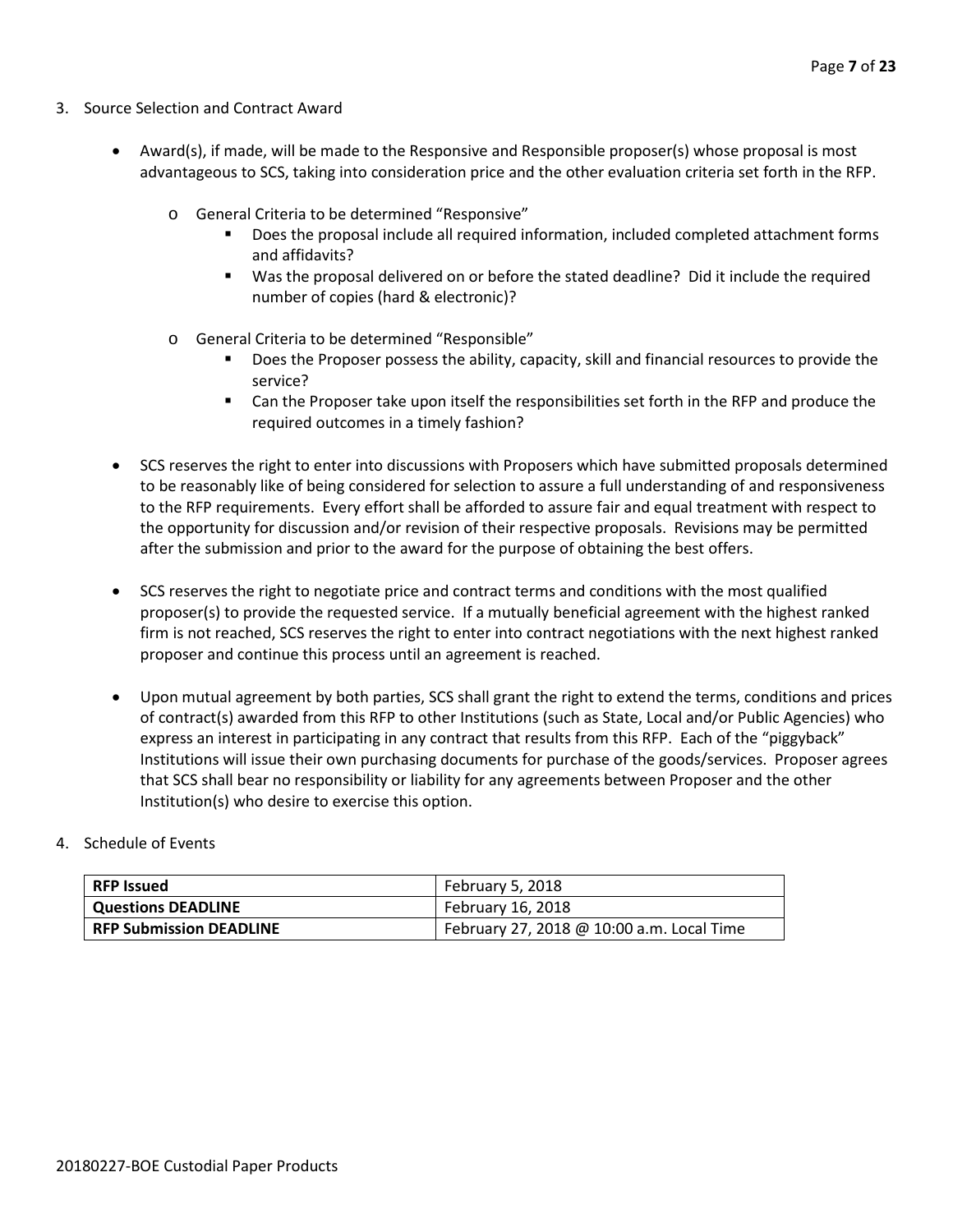3. Source Selection and Contract Award

   - Award(s), if made, will be made to the Responsive and Responsible proposer(s) whose proposal is most advantageous to SCS, taking into consideration price and the other evaluation criteria set forth in the RFP.

     - General Criteria to be determined "Responsive"
       - Does the proposal include all required information, included completed attachment forms and affidavits?
       - Was the proposal delivered on or before the stated deadline? Did it include the required number of copies (hard & electronic)?

     - General Criteria to be determined "Responsible"
       - Does the Proposer possess the ability, capacity, skill and financial resources to provide the service?
       - Can the Proposer take upon itself the responsibilities set forth in the RFP and produce the required outcomes in a timely fashion?

   - SCS reserves the right to enter into discussions with Proposers which have submitted proposals determined to be reasonably like of being considered for selection to assure a full understanding of and responsiveness to the RFP requirements. Every effort shall be afforded to assure fair and equal treatment with respect to the opportunity for discussion and/or revision of their respective proposals. Revisions may be permitted after the submission and prior to the award for the purpose of obtaining the best offers.

   - SCS reserves the right to negotiate price and contract terms and conditions with the most qualified proposer(s) to provide the requested service. If a mutually beneficial agreement with the highest ranked firm is not reached, SCS reserves the right to enter into contract negotiations with the next highest ranked proposer and continue this process until an agreement is reached.

   - Upon mutual agreement by both parties, SCS shall grant the right to extend the terms, conditions and prices of contract(s) awarded from this RFP to other Institutions (such as State, Local and/or Public Agencies) who express an interest in participating in any contract that results from this RFP. Each of the "piggyback" Institutions will issue their own purchasing documents for purchase of the goods/services. Proposer agrees that SCS shall bear no responsibility or liability for any agreements between Proposer and the other Institution(s) who desire to exercise this option.

4. Schedule of Events

| **RFP Issued** | February 5, 2018 |
|---|---|
| **Questions DEADLINE** | February 16, 2018 |
| **RFP Submission DEADLINE** | February 27, 2018 @ 10:00 a.m. Local Time |

20180227-BOE Custodial Paper Products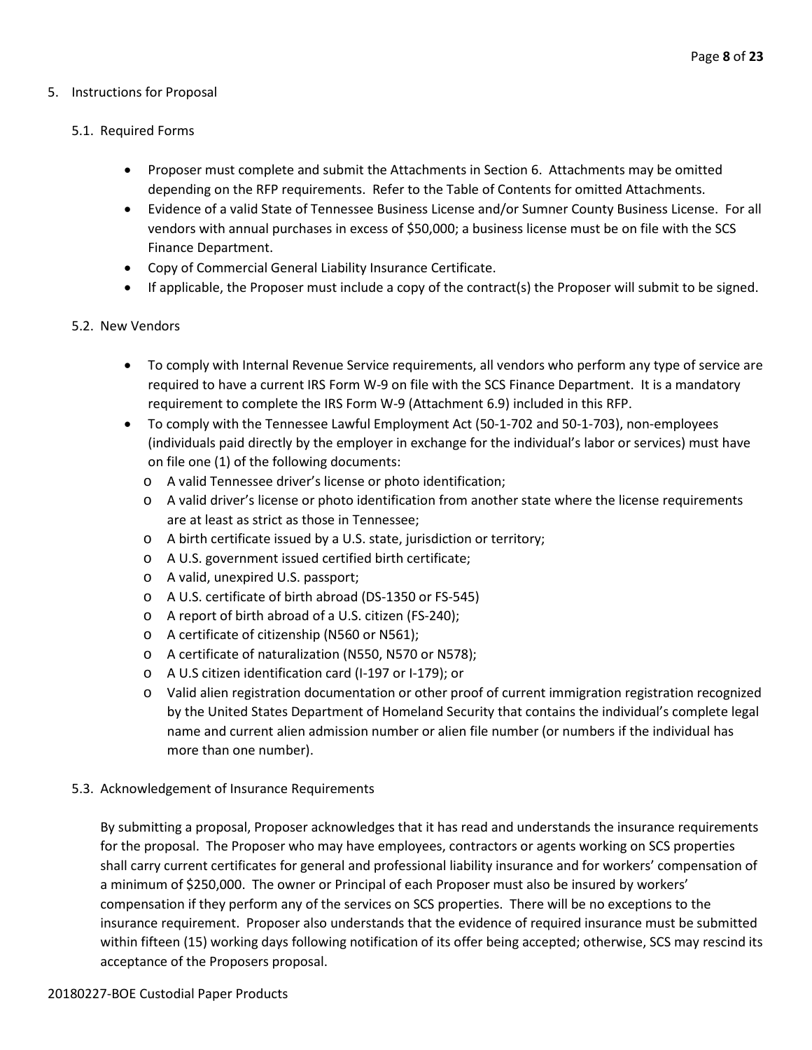## 5. Instructions for Proposal

### 5.1. Required Forms

- Proposer must complete and submit the Attachments in Section 6. Attachments may be omitted depending on the RFP requirements. Refer to the Table of Contents for omitted Attachments.
- Evidence of a valid State of Tennessee Business License and/or Sumner County Business License. For all vendors with annual purchases in excess of $50,000; a business license must be on file with the SCS Finance Department.
- Copy of Commercial General Liability Insurance Certificate.
- If applicable, the Proposer must include a copy of the contract(s) the Proposer will submit to be signed.

### 5.2. New Vendors

- To comply with Internal Revenue Service requirements, all vendors who perform any type of service are required to have a current IRS Form W-9 on file with the SCS Finance Department. It is a mandatory requirement to complete the IRS Form W-9 (Attachment 6.9) included in this RFP.
- To comply with the Tennessee Lawful Employment Act (50-1-702 and 50-1-703), non-employees (individuals paid directly by the employer in exchange for the individual's labor or services) must have on file one (1) of the following documents:
  - A valid Tennessee driver's license or photo identification;
  - A valid driver's license or photo identification from another state where the license requirements are at least as strict as those in Tennessee;
  - A birth certificate issued by a U.S. state, jurisdiction or territory;
  - A U.S. government issued certified birth certificate;
  - A valid, unexpired U.S. passport;
  - A U.S. certificate of birth abroad (DS-1350 or FS-545)
  - A report of birth abroad of a U.S. citizen (FS-240);
  - A certificate of citizenship (N560 or N561);
  - A certificate of naturalization (N550, N570 or N578);
  - A U.S citizen identification card (I-197 or I-179); or
  - Valid alien registration documentation or other proof of current immigration registration recognized by the United States Department of Homeland Security that contains the individual's complete legal name and current alien admission number or alien file number (or numbers if the individual has more than one number).

### 5.3. Acknowledgement of Insurance Requirements

By submitting a proposal, Proposer acknowledges that it has read and understands the insurance requirements for the proposal. The Proposer who may have employees, contractors or agents working on SCS properties shall carry current certificates for general and professional liability insurance and for workers' compensation of a minimum of $250,000. The owner or Principal of each Proposer must also be insured by workers' compensation if they perform any of the services on SCS properties. There will be no exceptions to the insurance requirement. Proposer also understands that the evidence of required insurance must be submitted within fifteen (15) working days following notification of its offer being accepted; otherwise, SCS may rescind its acceptance of the Proposers proposal.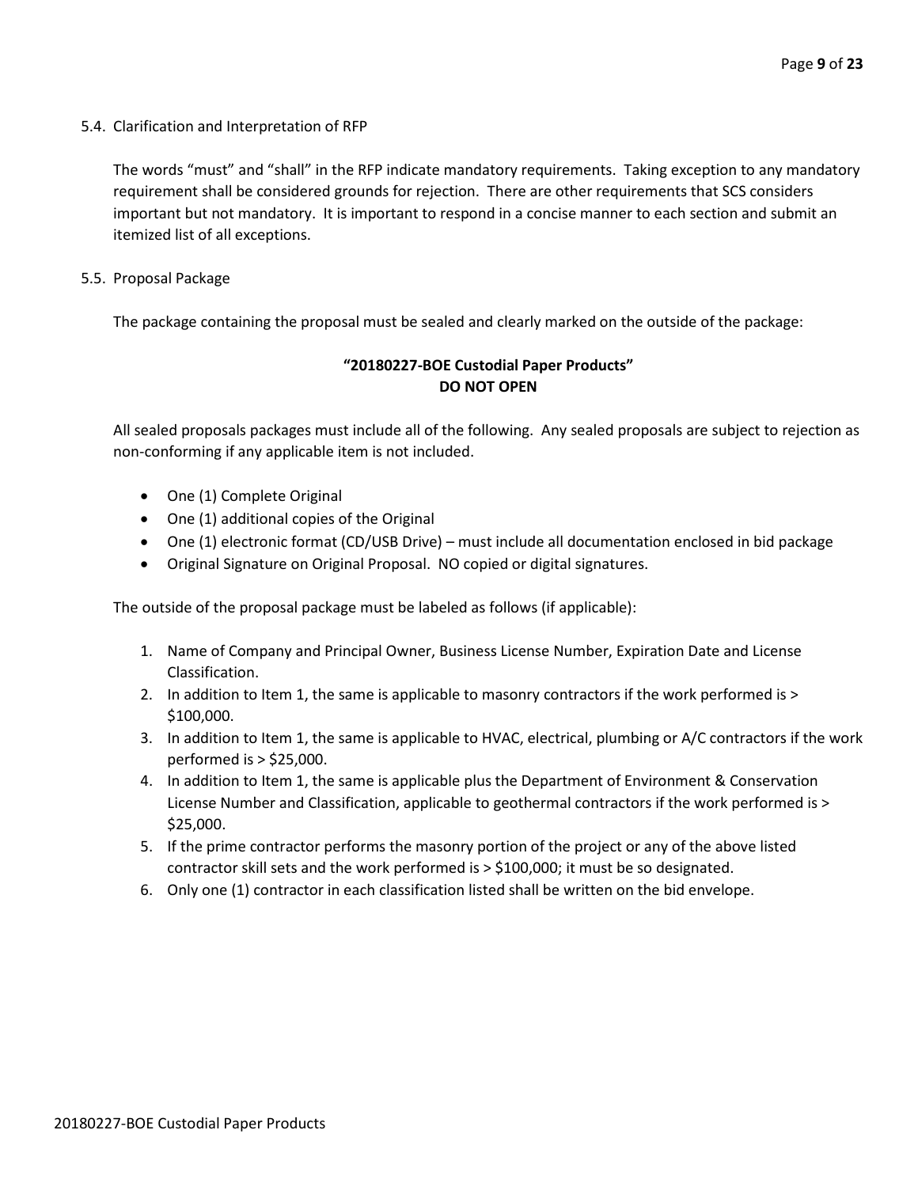## 5.4. Clarification and Interpretation of RFP

The words "must" and "shall" in the RFP indicate mandatory requirements. Taking exception to any mandatory requirement shall be considered grounds for rejection. There are other requirements that SCS considers important but not mandatory. It is important to respond in a concise manner to each section and submit an itemized list of all exceptions.

## 5.5. Proposal Package

The package containing the proposal must be sealed and clearly marked on the outside of the package:

**"20180227-BOE Custodial Paper Products"**
**DO NOT OPEN**

All sealed proposals packages must include all of the following. Any sealed proposals are subject to rejection as non-conforming if any applicable item is not included.

- One (1) Complete Original
- One (1) additional copies of the Original
- One (1) electronic format (CD/USB Drive) – must include all documentation enclosed in bid package
- Original Signature on Original Proposal. NO copied or digital signatures.

The outside of the proposal package must be labeled as follows (if applicable):

1. Name of Company and Principal Owner, Business License Number, Expiration Date and License Classification.
2. In addition to Item 1, the same is applicable to masonry contractors if the work performed is > $100,000.
3. In addition to Item 1, the same is applicable to HVAC, electrical, plumbing or A/C contractors if the work performed is > $25,000.
4. In addition to Item 1, the same is applicable plus the Department of Environment & Conservation License Number and Classification, applicable to geothermal contractors if the work performed is > $25,000.
5. If the prime contractor performs the masonry portion of the project or any of the above listed contractor skill sets and the work performed is > $100,000; it must be so designated.
6. Only one (1) contractor in each classification listed shall be written on the bid envelope.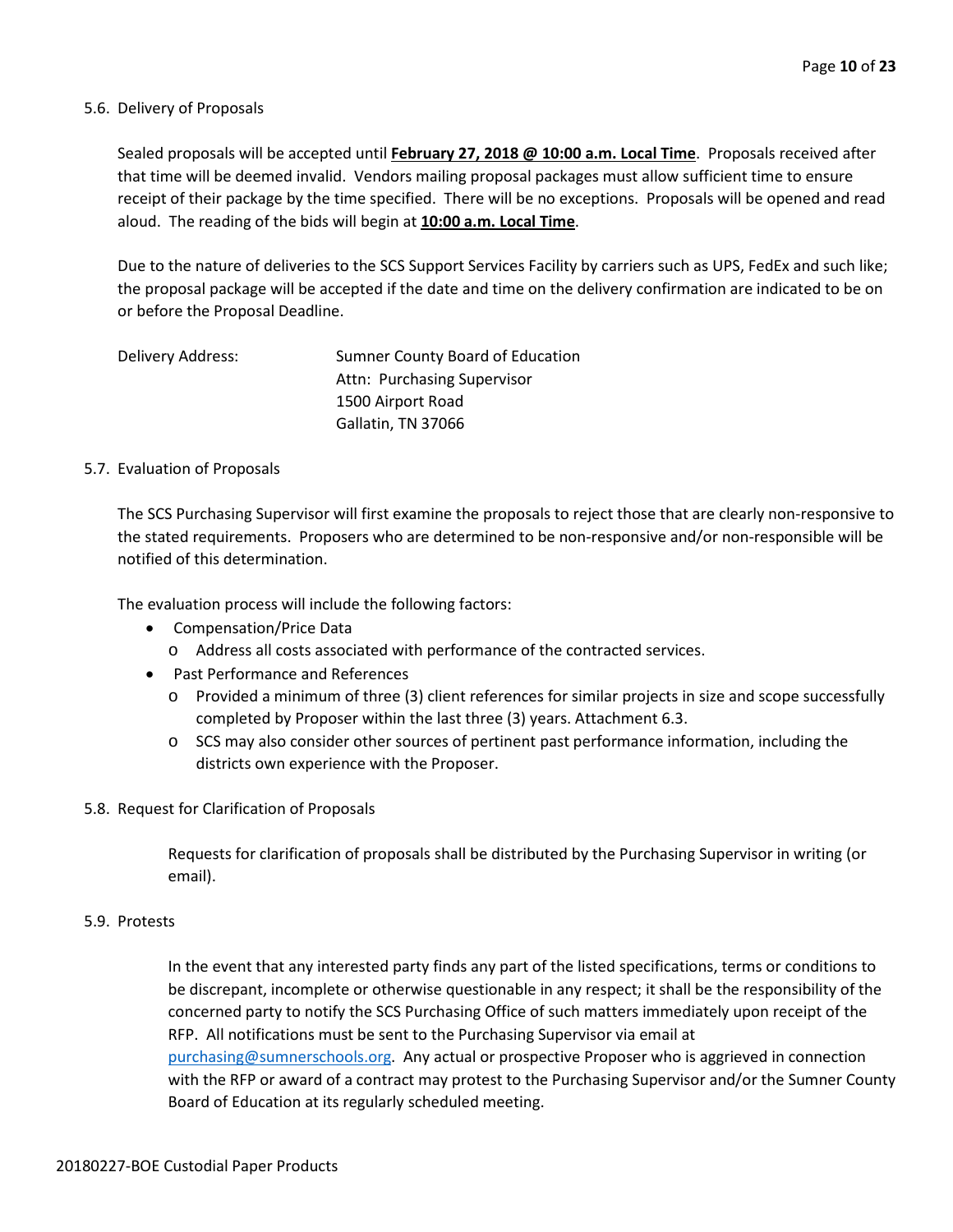5.6. Delivery of Proposals

Sealed proposals will be accepted until **February 27, 2018 @ 10:00 a.m. Local Time**. Proposals received after that time will be deemed invalid. Vendors mailing proposal packages must allow sufficient time to ensure receipt of their package by the time specified. There will be no exceptions. Proposals will be opened and read aloud. The reading of the bids will begin at **10:00 a.m. Local Time**.

Due to the nature of deliveries to the SCS Support Services Facility by carriers such as UPS, FedEx and such like; the proposal package will be accepted if the date and time on the delivery confirmation are indicated to be on or before the Proposal Deadline.

Delivery Address:

Sumner County Board of Education
Attn: Purchasing Supervisor
1500 Airport Road
Gallatin, TN 37066

5.7. Evaluation of Proposals

The SCS Purchasing Supervisor will first examine the proposals to reject those that are clearly non-responsive to the stated requirements. Proposers who are determined to be non-responsive and/or non-responsible will be notified of this determination.

The evaluation process will include the following factors:

- Compensation/Price Data
  - Address all costs associated with performance of the contracted services.
- Past Performance and References
  - Provided a minimum of three (3) client references for similar projects in size and scope successfully completed by Proposer within the last three (3) years. Attachment 6.3.
  - SCS may also consider other sources of pertinent past performance information, including the districts own experience with the Proposer.

5.8. Request for Clarification of Proposals

Requests for clarification of proposals shall be distributed by the Purchasing Supervisor in writing (or email).

5.9. Protests

In the event that any interested party finds any part of the listed specifications, terms or conditions to be discrepant, incomplete or otherwise questionable in any respect; it shall be the responsibility of the concerned party to notify the SCS Purchasing Office of such matters immediately upon receipt of the RFP. All notifications must be sent to the Purchasing Supervisor via email at purchasing@sumnerschools.org. Any actual or prospective Proposer who is aggrieved in connection with the RFP or award of a contract may protest to the Purchasing Supervisor and/or the Sumner County Board of Education at its regularly scheduled meeting.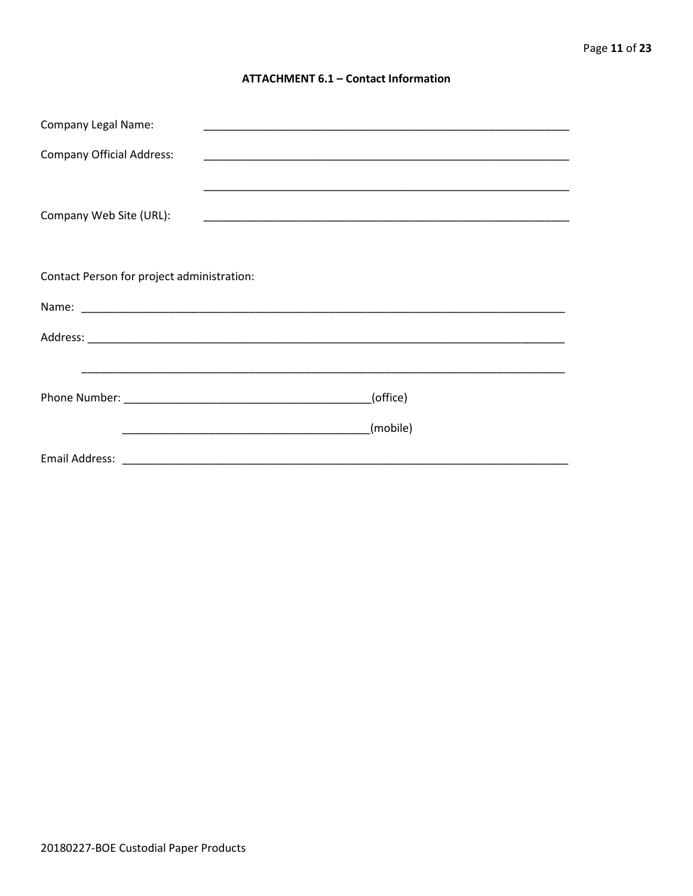**ATTACHMENT 6.1 – Contact Information**

Company Legal Name: ____________________________________________________________

Company Official Address: ____________________________________________________________

____________________________________________________________

Company Web Site (URL): ____________________________________________________________

Contact Person for project administration:

Name: ________________________________________________________________________________

Address: ______________________________________________________________________________

________________________________________________________________________________

Phone Number: ________________________________________(office)

________________________________________(mobile)

Email Address: ___________________________________________________________________________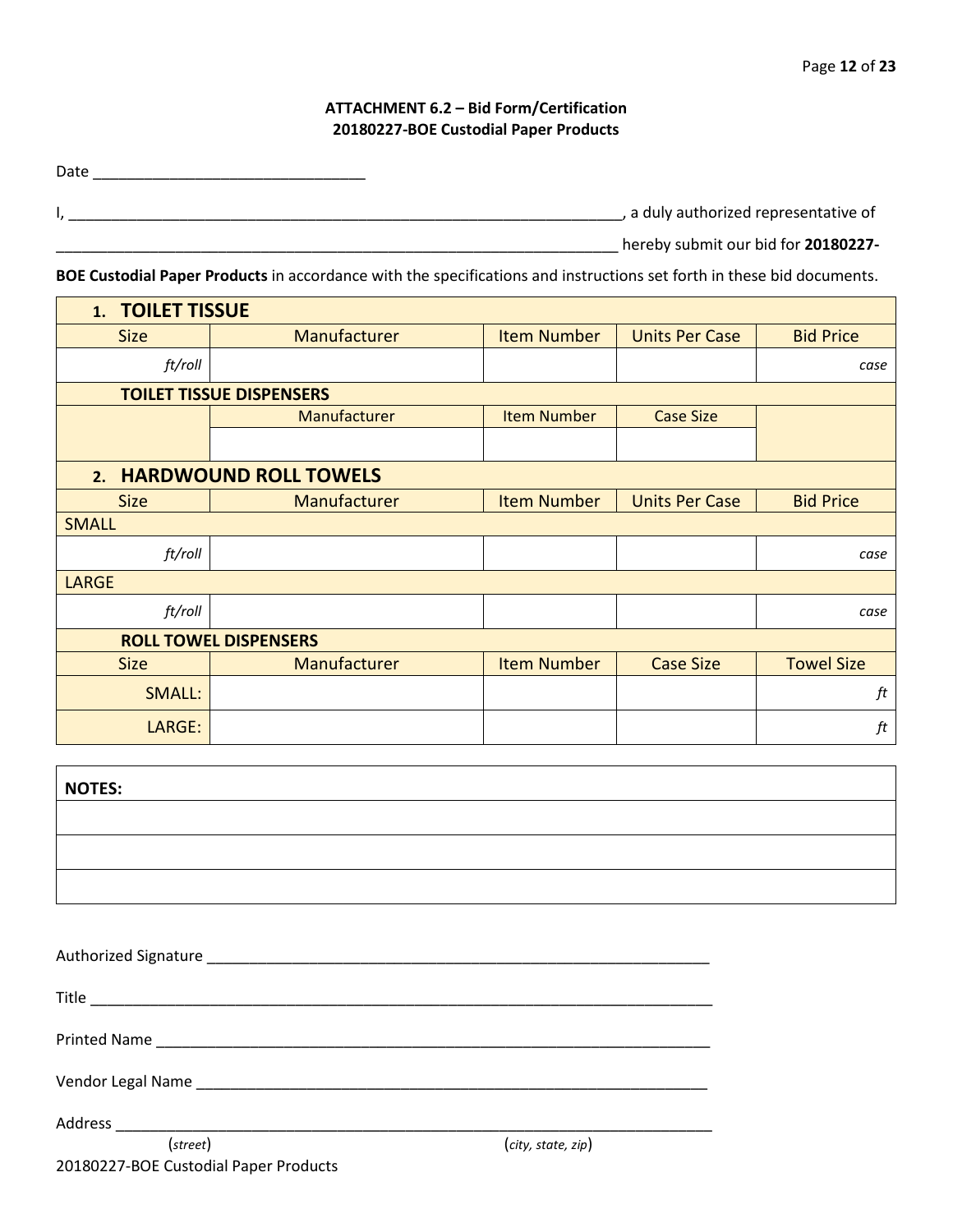### ATTACHMENT 6.2 – Bid Form/Certification
### 20180227-BOE Custodial Paper Products

Date ________________________________

I, __________________________________________________________________, a duly authorized representative of

__________________________________________________________________ hereby submit our bid for **20180227-BOE Custodial Paper Products** in accordance with the specifications and instructions set forth in these bid documents.

| 1. **TOILET TISSUE** | | | | |
|---|---|---|---|---|
| Size | Manufacturer | Item Number | Units Per Case | Bid Price |
| *ft/roll* | | | | *case* |
| **TOILET TISSUE DISPENSERS** | | | | |
| | Manufacturer | Item Number | Case Size | |
| | | | | |
| 2. **HARDWOUND ROLL TOWELS** | | | | |
| Size | Manufacturer | Item Number | Units Per Case | Bid Price |
| SMALL | | | | |
| *ft/roll* | | | | *case* |
| LARGE | | | | |
| *ft/roll* | | | | *case* |
| **ROLL TOWEL DISPENSERS** | | | | |
| Size | Manufacturer | Item Number | Case Size | Towel Size |
| SMALL: | | | | *ft* |
| LARGE: | | | | *ft* |

| **NOTES:** |
|---|
| |
| |
| |

Authorized Signature ______________________________________________________________

Title ______________________________________________________________________________

Printed Name ______________________________________________________________________

Vendor Legal Name _________________________________________________________________

Address ___________________________________________________________________________
(*street*) (*city, state, zip*)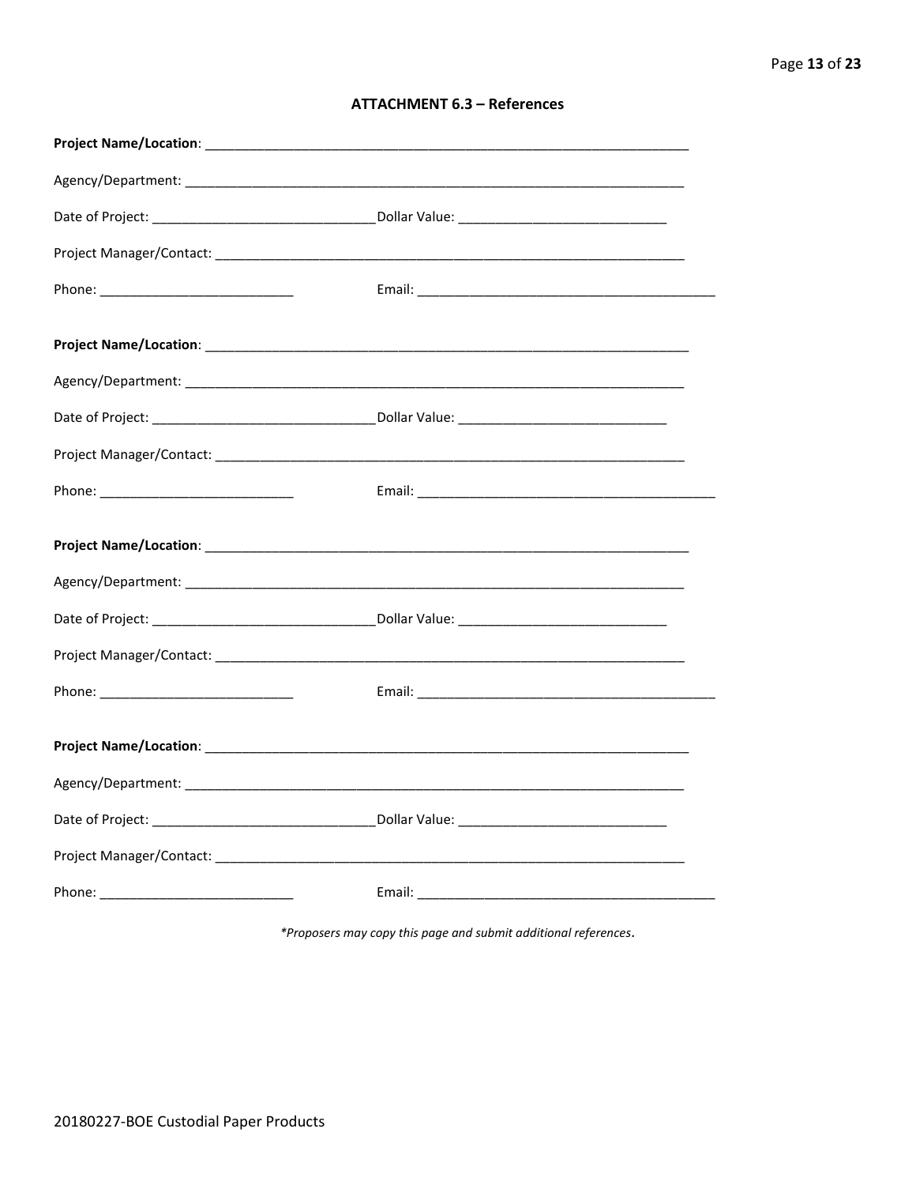## ATTACHMENT 6.3 – References

**Project Name/Location**: ___________________________________________________________________

Agency/Department: ___________________________________________________________________

Date of Project: ______________________________ Dollar Value: ____________________________

Project Manager/Contact: _______________________________________________________________

Phone: __________________________ Email: _________________________________________

**Project Name/Location**: ___________________________________________________________________

Agency/Department: ___________________________________________________________________

Date of Project: ______________________________ Dollar Value: ____________________________

Project Manager/Contact: _______________________________________________________________

Phone: __________________________ Email: _________________________________________

**Project Name/Location**: ___________________________________________________________________

Agency/Department: ___________________________________________________________________

Date of Project: ______________________________ Dollar Value: ____________________________

Project Manager/Contact: _______________________________________________________________

Phone: __________________________ Email: _________________________________________

**Project Name/Location**: ___________________________________________________________________

Agency/Department: ___________________________________________________________________

Date of Project: ______________________________ Dollar Value: ____________________________

Project Manager/Contact: _______________________________________________________________

Phone: __________________________ Email: _________________________________________

*\*Proposers may copy this page and submit additional references.*

20180227-BOE Custodial Paper Products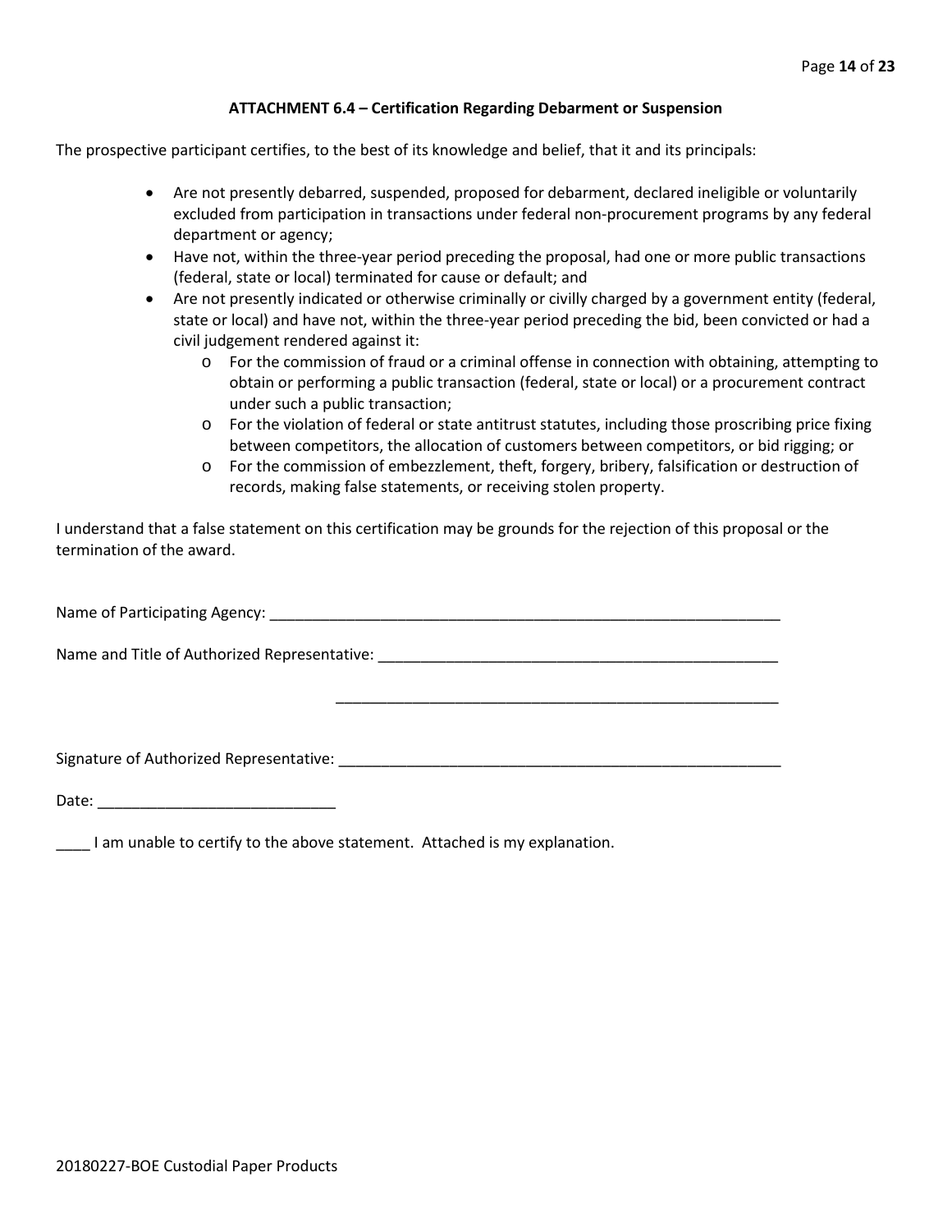### ATTACHMENT 6.4 – Certification Regarding Debarment or Suspension

The prospective participant certifies, to the best of its knowledge and belief, that it and its principals:

- Are not presently debarred, suspended, proposed for debarment, declared ineligible or voluntarily excluded from participation in transactions under federal non-procurement programs by any federal department or agency;
- Have not, within the three-year period preceding the proposal, had one or more public transactions (federal, state or local) terminated for cause or default; and
- Are not presently indicated or otherwise criminally or civilly charged by a government entity (federal, state or local) and have not, within the three-year period preceding the bid, been convicted or had a civil judgement rendered against it:
  - For the commission of fraud or a criminal offense in connection with obtaining, attempting to obtain or performing a public transaction (federal, state or local) or a procurement contract under such a public transaction;
  - For the violation of federal or state antitrust statutes, including those proscribing price fixing between competitors, the allocation of customers between competitors, or bid rigging; or
  - For the commission of embezzlement, theft, forgery, bribery, falsification or destruction of records, making false statements, or receiving stolen property.

I understand that a false statement on this certification may be grounds for the rejection of this proposal or the termination of the award.

Name of Participating Agency: ________________________________________________________________

Name and Title of Authorized Representative: ____________________________________________________

____________________________________________________

Signature of Authorized Representative: ________________________________________________________

Date: ____________________________

____ I am unable to certify to the above statement. Attached is my explanation.

20180227-BOE Custodial Paper Products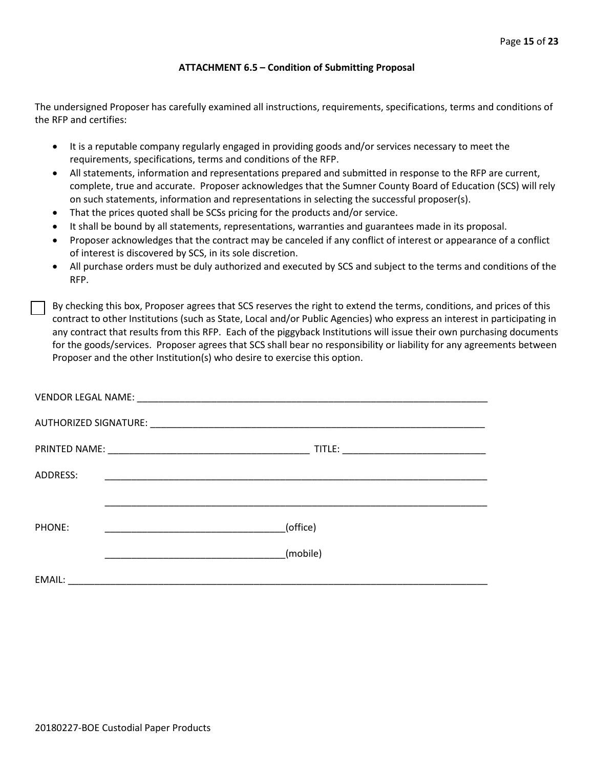### ATTACHMENT 6.5 – Condition of Submitting Proposal

The undersigned Proposer has carefully examined all instructions, requirements, specifications, terms and conditions of the RFP and certifies:

- It is a reputable company regularly engaged in providing goods and/or services necessary to meet the requirements, specifications, terms and conditions of the RFP.
- All statements, information and representations prepared and submitted in response to the RFP are current, complete, true and accurate. Proposer acknowledges that the Sumner County Board of Education (SCS) will rely on such statements, information and representations in selecting the successful proposer(s).
- That the prices quoted shall be SCSs pricing for the products and/or service.
- It shall be bound by all statements, representations, warranties and guarantees made in its proposal.
- Proposer acknowledges that the contract may be canceled if any conflict of interest or appearance of a conflict of interest is discovered by SCS, in its sole discretion.
- All purchase orders must be duly authorized and executed by SCS and subject to the terms and conditions of the RFP.

☐ By checking this box, Proposer agrees that SCS reserves the right to extend the terms, conditions, and prices of this contract to other Institutions (such as State, Local and/or Public Agencies) who express an interest in participating in any contract that results from this RFP. Each of the piggyback Institutions will issue their own purchasing documents for the goods/services. Proposer agrees that SCS shall bear no responsibility or liability for any agreements between Proposer and the other Institution(s) who desire to exercise this option.

VENDOR LEGAL NAME: ______________________________________________________________

AUTHORIZED SIGNATURE: __________________________________________________________

PRINTED NAME: ____________________________________ TITLE: _________________________

ADDRESS: ___________________________________________________________________

___________________________________________________________________

PHONE: ________________________________(office)

________________________________(mobile)

EMAIL: _____________________________________________________________________

20180227-BOE Custodial Paper Products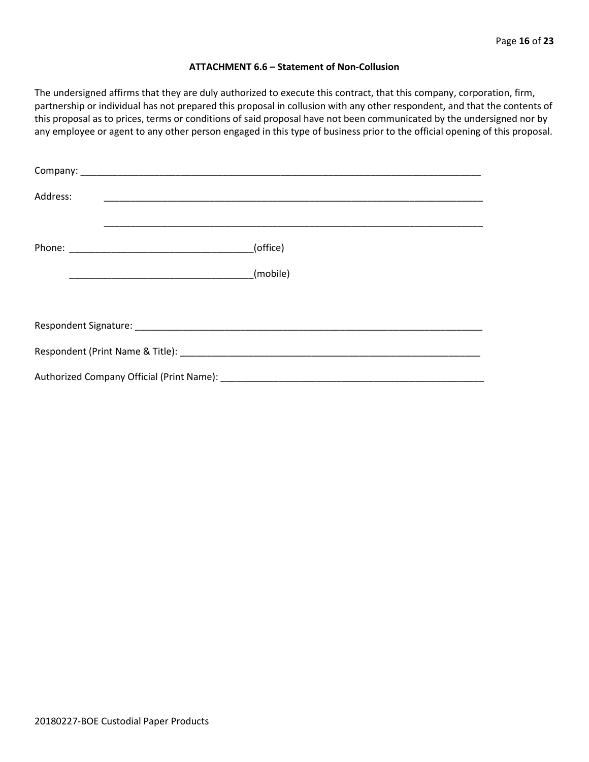**ATTACHMENT 6.6 – Statement of Non-Collusion**

The undersigned affirms that they are duly authorized to execute this contract, that this company, corporation, firm, partnership or individual has not prepared this proposal in collusion with any other respondent, and that the contents of this proposal as to prices, terms or conditions of said proposal have not been communicated by the undersigned nor by any employee or agent to any other person engaged in this type of business prior to the official opening of this proposal.

Company: ______________________________________________________________________________

Address: ______________________________________________________________________________

______________________________________________________________________________

Phone: ___________________________________(office)

___________________________________(mobile)

Respondent Signature: ____________________________________________________________________

Respondent (Print Name & Title): ____________________________________________________________

Authorized Company Official (Print Name): ____________________________________________________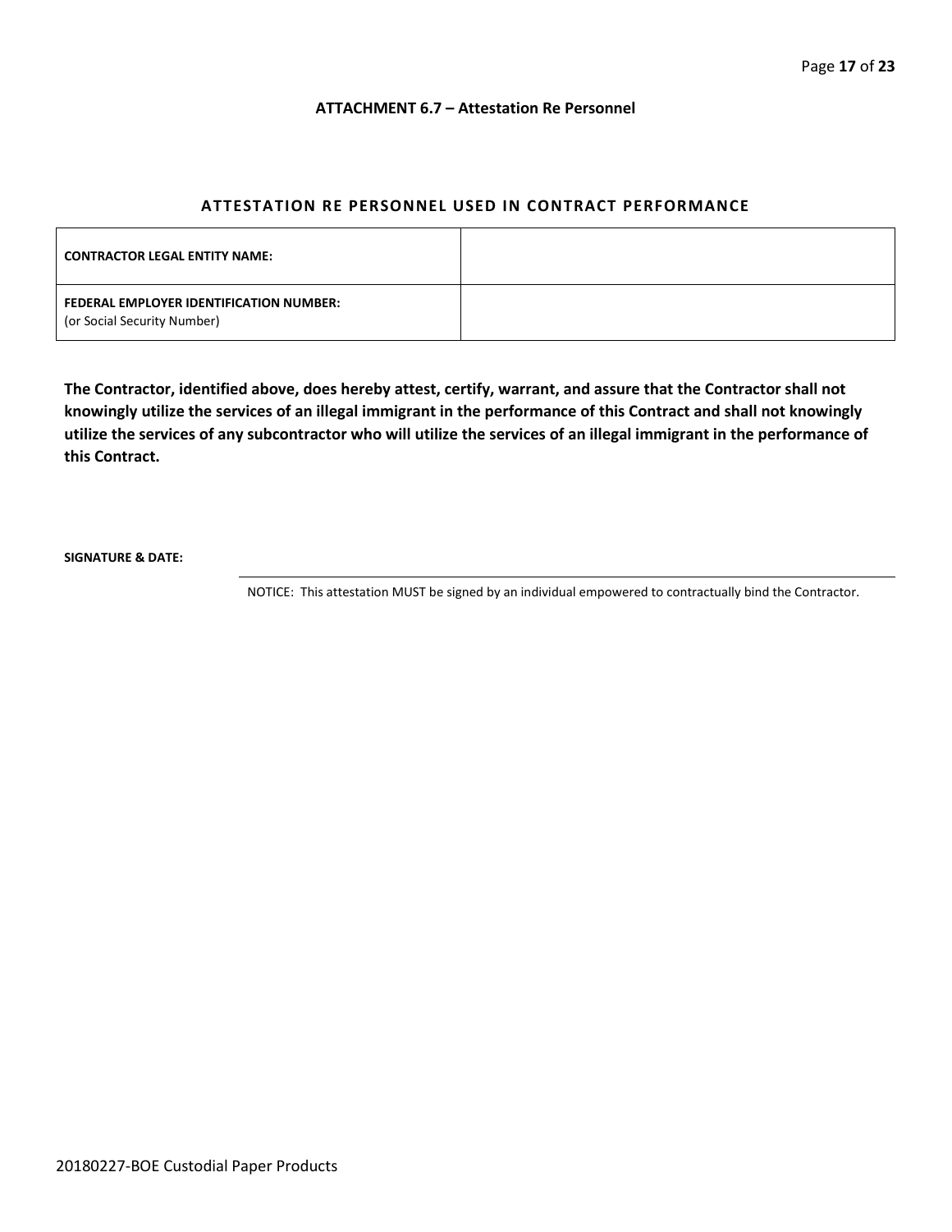**ATTACHMENT 6.7 – Attestation Re Personnel**

## ATTESTATION RE PERSONNEL USED IN CONTRACT PERFORMANCE

| | |
|---|---|
| **CONTRACTOR LEGAL ENTITY NAME:** | |
| **FEDERAL EMPLOYER IDENTIFICATION NUMBER:** (or Social Security Number) | |

**The Contractor, identified above, does hereby attest, certify, warrant, and assure that the Contractor shall not knowingly utilize the services of an illegal immigrant in the performance of this Contract and shall not knowingly utilize the services of any subcontractor who will utilize the services of an illegal immigrant in the performance of this Contract.**

**SIGNATURE & DATE:**

NOTICE: This attestation MUST be signed by an individual empowered to contractually bind the Contractor.

20180227-BOE Custodial Paper Products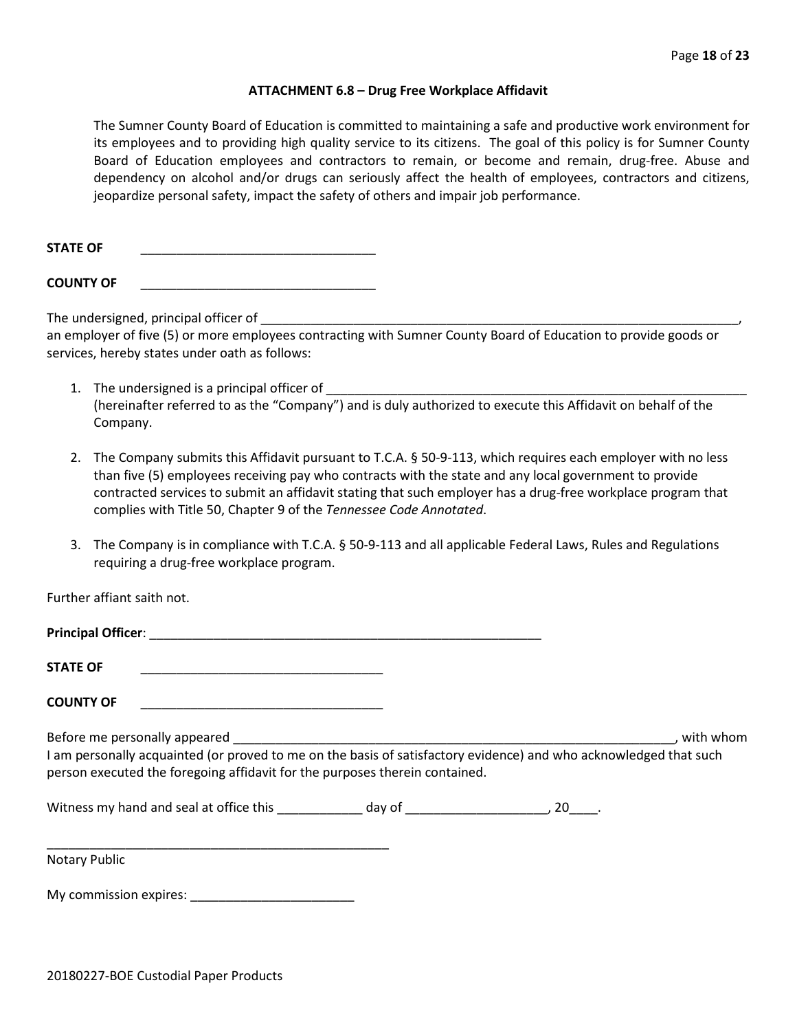## ATTACHMENT 6.8 – Drug Free Workplace Affidavit

The Sumner County Board of Education is committed to maintaining a safe and productive work environment for its employees and to providing high quality service to its citizens. The goal of this policy is for Sumner County Board of Education employees and contractors to remain, or become and remain, drug-free. Abuse and dependency on alcohol and/or drugs can seriously affect the health of employees, contractors and citizens, jeopardize personal safety, impact the safety of others and impair job performance.

**STATE OF** \_\_\_\_\_\_\_\_\_\_\_\_\_\_\_\_\_\_\_\_\_\_\_\_\_\_\_\_\_\_\_\_\_\_

**COUNTY OF** \_\_\_\_\_\_\_\_\_\_\_\_\_\_\_\_\_\_\_\_\_\_\_\_\_\_\_\_\_\_\_\_\_\_

The undersigned, principal officer of \_\_\_\_\_\_\_\_\_\_\_\_\_\_\_\_\_\_\_\_\_\_\_\_\_\_\_\_\_\_\_\_\_\_\_\_\_\_\_\_\_\_\_\_\_\_\_\_\_\_\_\_\_\_\_\_\_\_\_\_\_\_\_\_\_\_\_\_\_\_\_\_, an employer of five (5) or more employees contracting with Sumner County Board of Education to provide goods or services, hereby states under oath as follows:

1. The undersigned is a principal officer of \_\_\_\_\_\_\_\_\_\_\_\_\_\_\_\_\_\_\_\_\_\_\_\_\_\_\_\_\_\_\_\_\_\_\_\_\_\_\_\_\_\_\_\_\_\_\_\_\_\_\_\_\_\_\_\_\_\_\_\_\_\_ (hereinafter referred to as the "Company") and is duly authorized to execute this Affidavit on behalf of the Company.

2. The Company submits this Affidavit pursuant to T.C.A. § 50-9-113, which requires each employer with no less than five (5) employees receiving pay who contracts with the state and any local government to provide contracted services to submit an affidavit stating that such employer has a drug-free workplace program that complies with Title 50, Chapter 9 of the *Tennessee Code Annotated*.

3. The Company is in compliance with T.C.A. § 50-9-113 and all applicable Federal Laws, Rules and Regulations requiring a drug-free workplace program.

Further affiant saith not.

**Principal Officer**: \_\_\_\_\_\_\_\_\_\_\_\_\_\_\_\_\_\_\_\_\_\_\_\_\_\_\_\_\_\_\_\_\_\_\_\_\_\_\_\_\_\_\_\_\_\_\_\_\_\_\_\_\_\_\_\_\_\_

**STATE OF** \_\_\_\_\_\_\_\_\_\_\_\_\_\_\_\_\_\_\_\_\_\_\_\_\_\_\_\_\_\_\_\_\_\_\_\_

**COUNTY OF** \_\_\_\_\_\_\_\_\_\_\_\_\_\_\_\_\_\_\_\_\_\_\_\_\_\_\_\_\_\_\_\_\_\_\_\_

Before me personally appeared \_\_\_\_\_\_\_\_\_\_\_\_\_\_\_\_\_\_\_\_\_\_\_\_\_\_\_\_\_\_\_\_\_\_\_\_\_\_\_\_\_\_\_\_\_\_\_\_\_\_\_\_\_\_\_\_\_\_\_\_\_\_\_\_, with whom I am personally acquainted (or proved to me on the basis of satisfactory evidence) and who acknowledged that such person executed the foregoing affidavit for the purposes therein contained.

Witness my hand and seal at office this \_\_\_\_\_\_\_\_\_\_\_\_ day of \_\_\_\_\_\_\_\_\_\_\_\_\_\_\_\_\_\_\_\_, 20\_\_\_\_.

\_\_\_\_\_\_\_\_\_\_\_\_\_\_\_\_\_\_\_\_\_\_\_\_\_\_\_\_\_\_\_\_\_\_\_\_\_\_\_\_\_\_\_\_\_\_\_\_\_\_\_
Notary Public

My commission expires: \_\_\_\_\_\_\_\_\_\_\_\_\_\_\_\_\_\_\_\_\_\_\_\_

20180227-BOE Custodial Paper Products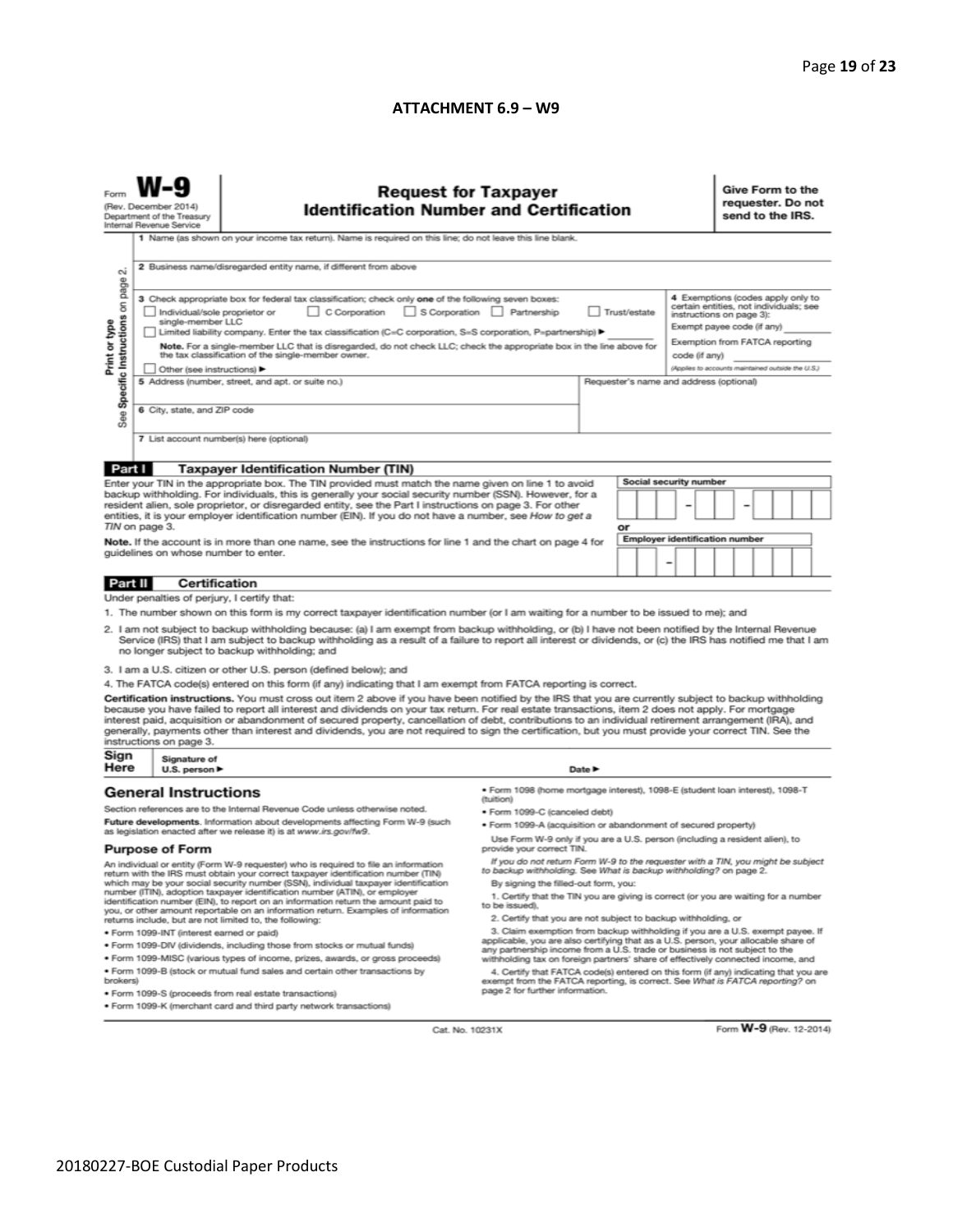**ATTACHMENT 6.9 – W9**

Form **W-9**
(Rev. December 2014)
Department of the Treasury
Internal Revenue Service

## Request for Taxpayer Identification Number and Certification

**Give Form to the requester. Do not send to the IRS.**

Print or type
See **Specific Instructions** on page 2.

1 Name (as shown on your income tax return). Name is required on this line; do not leave this line blank.

2 Business name/disregarded entity name, if different from above

3 Check appropriate box for federal tax classification; check only **one** of the following seven boxes:
☐ Individual/sole proprietor or single-member LLC ☐ C Corporation ☐ S Corporation ☐ Partnership ☐ Trust/estate
☐ Limited liability company. Enter the tax classification (C=C corporation, S=S corporation, P=partnership) ▶ ________
**Note.** For a single-member LLC that is disregarded, do not check LLC; check the appropriate box in the line above for the tax classification of the single-member owner.
☐ Other (see instructions) ▶

4 Exemptions (codes apply only to certain entities, not individuals; see instructions on page 3):
Exempt payee code (if any) ________
Exemption from FATCA reporting code (if any) ________
*(Applies to accounts maintained outside the U.S.)*

5 Address (number, street, and apt. or suite no.)

Requester's name and address (optional)

6 City, state, and ZIP code

7 List account number(s) here (optional)

### Part I Taxpayer Identification Number (TIN)

Enter your TIN in the appropriate box. The TIN provided must match the name given on line 1 to avoid backup withholding. For individuals, this is generally your social security number (SSN). However, for a resident alien, sole proprietor, or disregarded entity, see the Part I instructions on page 3. For other entities, it is your employer identification number (EIN). If you do not have a number, see *How to get a TIN* on page 3.

**Note.** If the account is in more than one name, see the instructions for line 1 and the chart on page 4 for guidelines on whose number to enter.

**Social security number**
☐☐☐ – ☐☐ – ☐☐☐☐

**or**

**Employer identification number**
☐☐ – ☐☐☐☐☐☐☐

### Part II Certification

Under penalties of perjury, I certify that:

1. The number shown on this form is my correct taxpayer identification number (or I am waiting for a number to be issued to me); and
2. I am not subject to backup withholding because: (a) I am exempt from backup withholding, or (b) I have not been notified by the Internal Revenue Service (IRS) that I am subject to backup withholding as a result of a failure to report all interest or dividends, or (c) the IRS has notified me that I am no longer subject to backup withholding; and
3. I am a U.S. citizen or other U.S. person (defined below); and
4. The FATCA code(s) entered on this form (if any) indicating that I am exempt from FATCA reporting is correct.

**Certification instructions.** You must cross out item 2 above if you have been notified by the IRS that you are currently subject to backup withholding because you have failed to report all interest and dividends on your tax return. For real estate transactions, item 2 does not apply. For mortgage interest paid, acquisition or abandonment of secured property, cancellation of debt, contributions to an individual retirement arrangement (IRA), and generally, payments other than interest and dividends, you are not required to sign the certification, but you must provide your correct TIN. See the instructions on page 3.

**Sign Here** Signature of U.S. person ▶ Date ▶

## General Instructions

Section references are to the Internal Revenue Code unless otherwise noted.

**Future developments.** Information about developments affecting Form W-9 (such as legislation enacted after we release it) is at *www.irs.gov/fw9*.

### Purpose of Form

An individual or entity (Form W-9 requester) who is required to file an information return with the IRS must obtain your correct taxpayer identification number (TIN) which may be your social security number (SSN), individual taxpayer identification number (ITIN), adoption taxpayer identification number (ATIN), or employer identification number (EIN), to report on an information return the amount paid to you, or other amount reportable on an information return. Examples of information returns include, but are not limited to, the following:

- Form 1099-INT (interest earned or paid)
- Form 1099-DIV (dividends, including those from stocks or mutual funds)
- Form 1099-MISC (various types of income, prizes, awards, or gross proceeds)
- Form 1099-B (stock or mutual fund sales and certain other transactions by brokers)
- Form 1099-S (proceeds from real estate transactions)
- Form 1099-K (merchant card and third party network transactions)
- Form 1098 (home mortgage interest), 1098-E (student loan interest), 1098-T (tuition)
- Form 1099-C (canceled debt)
- Form 1099-A (acquisition or abandonment of secured property)

Use Form W-9 only if you are a U.S. person (including a resident alien), to provide your correct TIN.

*If you do not return Form W-9 to the requester with a TIN, you might be subject to backup withholding. See What is backup withholding? on page 2.*

By signing the filled-out form, you:

1. Certify that the TIN you are giving is correct (or you are waiting for a number to be issued),
2. Certify that you are not subject to backup withholding, or
3. Claim exemption from backup withholding if you are a U.S. exempt payee. If applicable, you are also certifying that as a U.S. person, your allocable share of any partnership income from a U.S. trade or business is not subject to the withholding tax on foreign partners' share of effectively connected income, and
4. Certify that FATCA code(s) entered on this form (if any) indicating that you are exempt from the FATCA reporting, is correct. See *What is FATCA reporting?* on page 2 for further information.

Cat. No. 10231X

Form **W-9** (Rev. 12-2014)

20180227-BOE Custodial Paper Products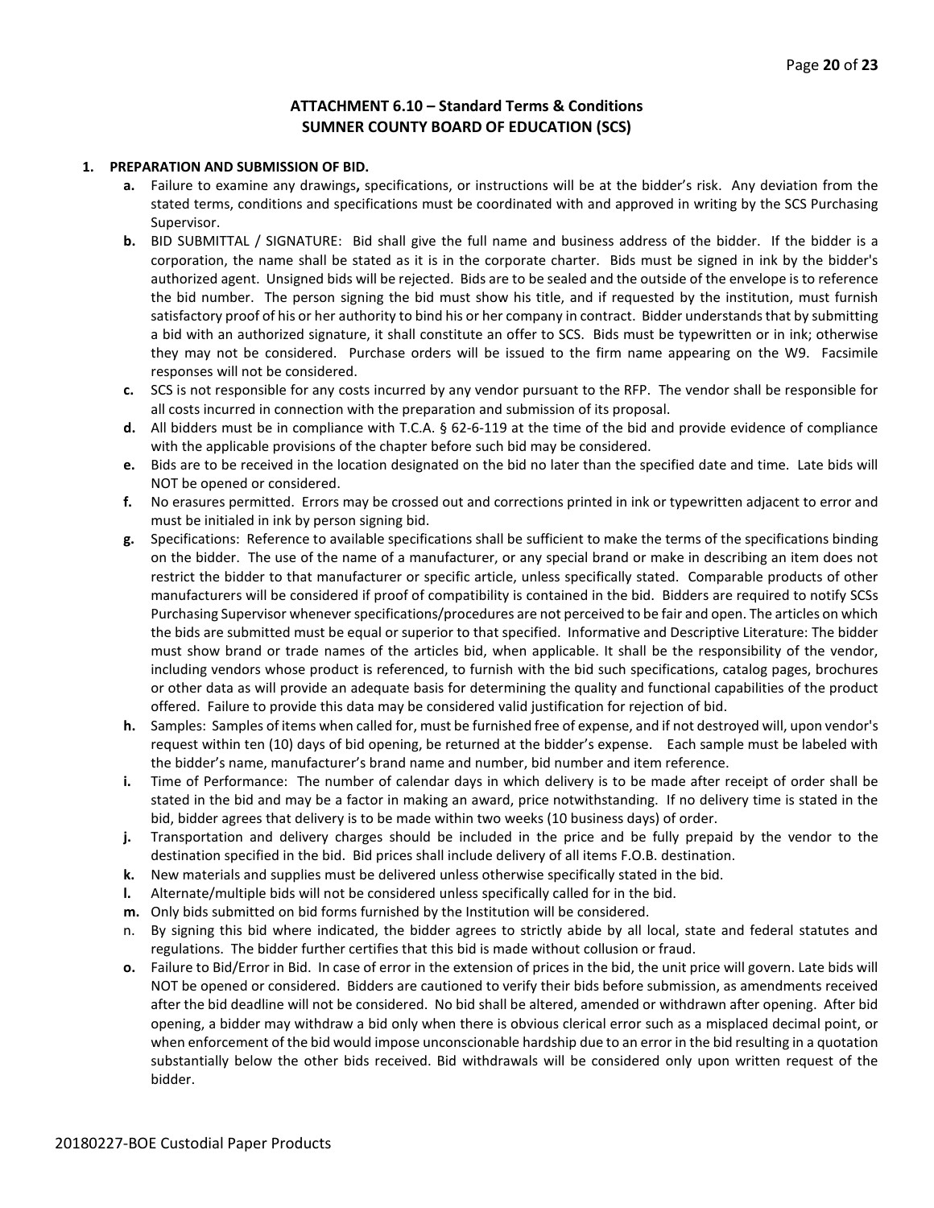## ATTACHMENT 6.10 – Standard Terms & Conditions
## SUMNER COUNTY BOARD OF EDUCATION (SCS)

**1. PREPARATION AND SUBMISSION OF BID.**

- **a.** Failure to examine any drawings**,** specifications, or instructions will be at the bidder's risk. Any deviation from the stated terms, conditions and specifications must be coordinated with and approved in writing by the SCS Purchasing Supervisor.
- **b.** BID SUBMITTAL / SIGNATURE: Bid shall give the full name and business address of the bidder. If the bidder is a corporation, the name shall be stated as it is in the corporate charter. Bids must be signed in ink by the bidder's authorized agent. Unsigned bids will be rejected. Bids are to be sealed and the outside of the envelope is to reference the bid number. The person signing the bid must show his title, and if requested by the institution, must furnish satisfactory proof of his or her authority to bind his or her company in contract. Bidder understands that by submitting a bid with an authorized signature, it shall constitute an offer to SCS. Bids must be typewritten or in ink; otherwise they may not be considered. Purchase orders will be issued to the firm name appearing on the W9. Facsimile responses will not be considered.
- **c.** SCS is not responsible for any costs incurred by any vendor pursuant to the RFP. The vendor shall be responsible for all costs incurred in connection with the preparation and submission of its proposal.
- **d.** All bidders must be in compliance with T.C.A. § 62-6-119 at the time of the bid and provide evidence of compliance with the applicable provisions of the chapter before such bid may be considered.
- **e.** Bids are to be received in the location designated on the bid no later than the specified date and time. Late bids will NOT be opened or considered.
- **f.** No erasures permitted. Errors may be crossed out and corrections printed in ink or typewritten adjacent to error and must be initialed in ink by person signing bid.
- **g.** Specifications: Reference to available specifications shall be sufficient to make the terms of the specifications binding on the bidder. The use of the name of a manufacturer, or any special brand or make in describing an item does not restrict the bidder to that manufacturer or specific article, unless specifically stated. Comparable products of other manufacturers will be considered if proof of compatibility is contained in the bid. Bidders are required to notify SCSs Purchasing Supervisor whenever specifications/procedures are not perceived to be fair and open. The articles on which the bids are submitted must be equal or superior to that specified. Informative and Descriptive Literature: The bidder must show brand or trade names of the articles bid, when applicable. It shall be the responsibility of the vendor, including vendors whose product is referenced, to furnish with the bid such specifications, catalog pages, brochures or other data as will provide an adequate basis for determining the quality and functional capabilities of the product offered. Failure to provide this data may be considered valid justification for rejection of bid.
- **h.** Samples: Samples of items when called for, must be furnished free of expense, and if not destroyed will, upon vendor's request within ten (10) days of bid opening, be returned at the bidder's expense. Each sample must be labeled with the bidder's name, manufacturer's brand name and number, bid number and item reference.
- **i.** Time of Performance: The number of calendar days in which delivery is to be made after receipt of order shall be stated in the bid and may be a factor in making an award, price notwithstanding. If no delivery time is stated in the bid, bidder agrees that delivery is to be made within two weeks (10 business days) of order.
- **j.** Transportation and delivery charges should be included in the price and be fully prepaid by the vendor to the destination specified in the bid. Bid prices shall include delivery of all items F.O.B. destination.
- **k.** New materials and supplies must be delivered unless otherwise specifically stated in the bid.
- **l.** Alternate/multiple bids will not be considered unless specifically called for in the bid.
- **m.** Only bids submitted on bid forms furnished by the Institution will be considered.
- n. By signing this bid where indicated, the bidder agrees to strictly abide by all local, state and federal statutes and regulations. The bidder further certifies that this bid is made without collusion or fraud.
- **o.** Failure to Bid/Error in Bid. In case of error in the extension of prices in the bid, the unit price will govern. Late bids will NOT be opened or considered. Bidders are cautioned to verify their bids before submission, as amendments received after the bid deadline will not be considered. No bid shall be altered, amended or withdrawn after opening. After bid opening, a bidder may withdraw a bid only when there is obvious clerical error such as a misplaced decimal point, or when enforcement of the bid would impose unconscionable hardship due to an error in the bid resulting in a quotation substantially below the other bids received. Bid withdrawals will be considered only upon written request of the bidder.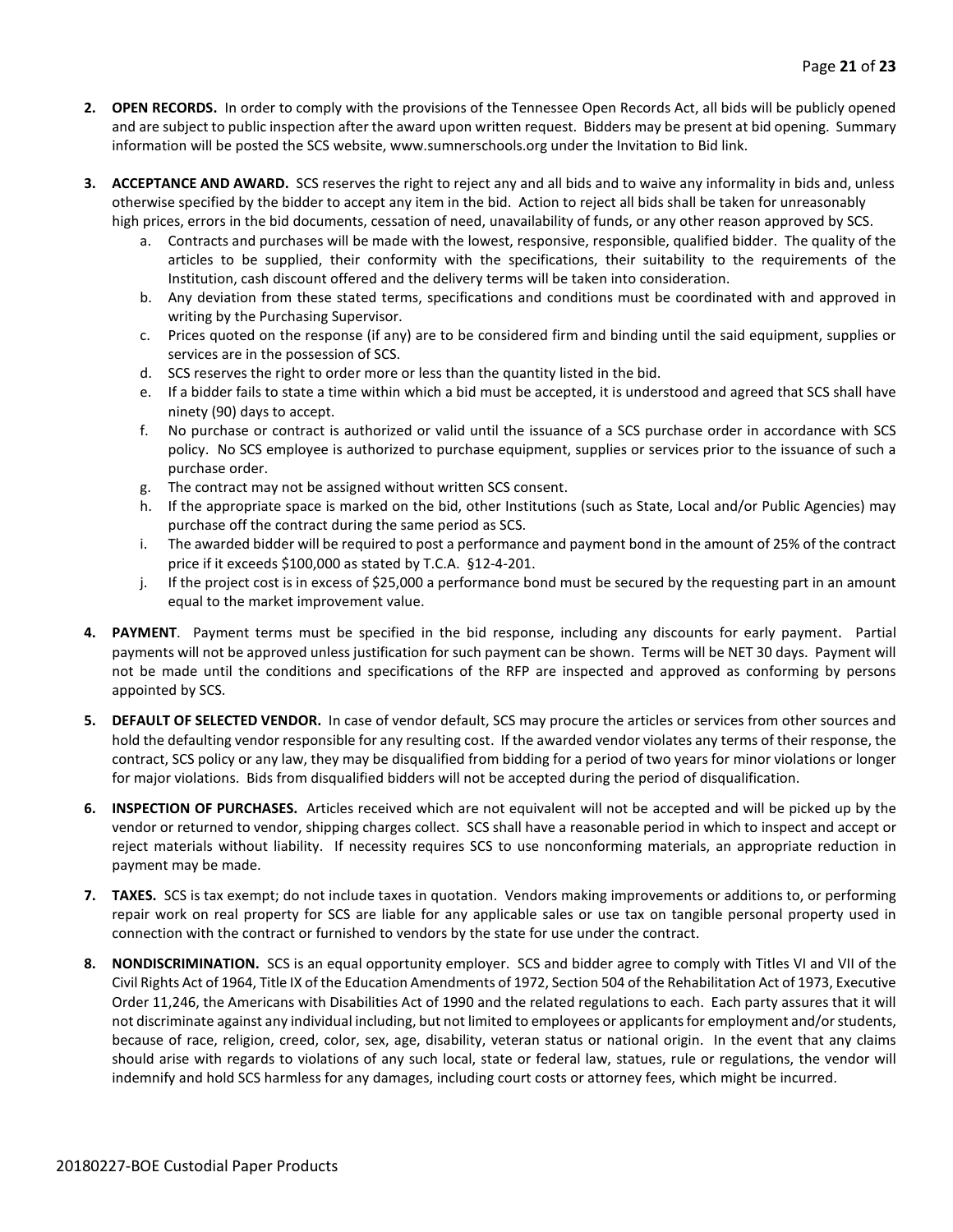2. **OPEN RECORDS.** In order to comply with the provisions of the Tennessee Open Records Act, all bids will be publicly opened and are subject to public inspection after the award upon written request. Bidders may be present at bid opening. Summary information will be posted the SCS website, www.sumnerschools.org under the Invitation to Bid link.

3. **ACCEPTANCE AND AWARD.** SCS reserves the right to reject any and all bids and to waive any informality in bids and, unless otherwise specified by the bidder to accept any item in the bid. Action to reject all bids shall be taken for unreasonably high prices, errors in the bid documents, cessation of need, unavailability of funds, or any other reason approved by SCS.
   a. Contracts and purchases will be made with the lowest, responsive, responsible, qualified bidder. The quality of the articles to be supplied, their conformity with the specifications, their suitability to the requirements of the Institution, cash discount offered and the delivery terms will be taken into consideration.
   b. Any deviation from these stated terms, specifications and conditions must be coordinated with and approved in writing by the Purchasing Supervisor.
   c. Prices quoted on the response (if any) are to be considered firm and binding until the said equipment, supplies or services are in the possession of SCS.
   d. SCS reserves the right to order more or less than the quantity listed in the bid.
   e. If a bidder fails to state a time within which a bid must be accepted, it is understood and agreed that SCS shall have ninety (90) days to accept.
   f. No purchase or contract is authorized or valid until the issuance of a SCS purchase order in accordance with SCS policy. No SCS employee is authorized to purchase equipment, supplies or services prior to the issuance of such a purchase order.
   g. The contract may not be assigned without written SCS consent.
   h. If the appropriate space is marked on the bid, other Institutions (such as State, Local and/or Public Agencies) may purchase off the contract during the same period as SCS.
   i. The awarded bidder will be required to post a performance and payment bond in the amount of 25% of the contract price if it exceeds $100,000 as stated by T.C.A. §12-4-201.
   j. If the project cost is in excess of $25,000 a performance bond must be secured by the requesting part in an amount equal to the market improvement value.

4. **PAYMENT**. Payment terms must be specified in the bid response, including any discounts for early payment. Partial payments will not be approved unless justification for such payment can be shown. Terms will be NET 30 days. Payment will not be made until the conditions and specifications of the RFP are inspected and approved as conforming by persons appointed by SCS.

5. **DEFAULT OF SELECTED VENDOR.** In case of vendor default, SCS may procure the articles or services from other sources and hold the defaulting vendor responsible for any resulting cost. If the awarded vendor violates any terms of their response, the contract, SCS policy or any law, they may be disqualified from bidding for a period of two years for minor violations or longer for major violations. Bids from disqualified bidders will not be accepted during the period of disqualification.

6. **INSPECTION OF PURCHASES.** Articles received which are not equivalent will not be accepted and will be picked up by the vendor or returned to vendor, shipping charges collect. SCS shall have a reasonable period in which to inspect and accept or reject materials without liability. If necessity requires SCS to use nonconforming materials, an appropriate reduction in payment may be made.

7. **TAXES.** SCS is tax exempt; do not include taxes in quotation. Vendors making improvements or additions to, or performing repair work on real property for SCS are liable for any applicable sales or use tax on tangible personal property used in connection with the contract or furnished to vendors by the state for use under the contract.

8. **NONDISCRIMINATION.** SCS is an equal opportunity employer. SCS and bidder agree to comply with Titles VI and VII of the Civil Rights Act of 1964, Title IX of the Education Amendments of 1972, Section 504 of the Rehabilitation Act of 1973, Executive Order 11,246, the Americans with Disabilities Act of 1990 and the related regulations to each. Each party assures that it will not discriminate against any individual including, but not limited to employees or applicants for employment and/or students, because of race, religion, creed, color, sex, age, disability, veteran status or national origin. In the event that any claims should arise with regards to violations of any such local, state or federal law, statues, rule or regulations, the vendor will indemnify and hold SCS harmless for any damages, including court costs or attorney fees, which might be incurred.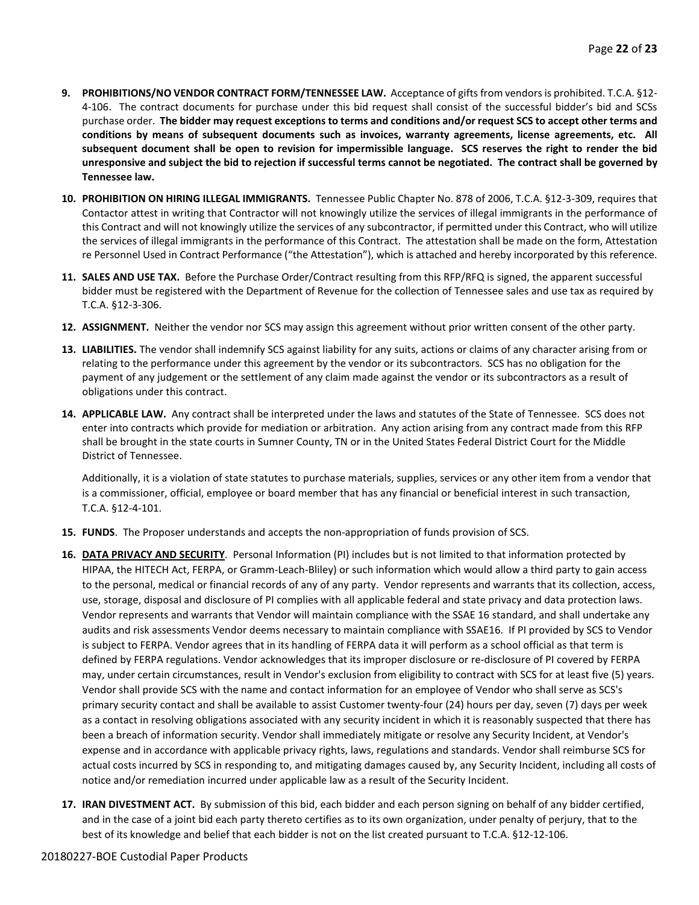9. **PROHIBITIONS/NO VENDOR CONTRACT FORM/TENNESSEE LAW.** Acceptance of gifts from vendors is prohibited. T.C.A. §12-4-106. The contract documents for purchase under this bid request shall consist of the successful bidder's bid and SCSs purchase order. **The bidder may request exceptions to terms and conditions and/or request SCS to accept other terms and conditions by means of subsequent documents such as invoices, warranty agreements, license agreements, etc. All subsequent document shall be open to revision for impermissible language. SCS reserves the right to render the bid unresponsive and subject the bid to rejection if successful terms cannot be negotiated. The contract shall be governed by Tennessee law.**

10. **PROHIBITION ON HIRING ILLEGAL IMMIGRANTS.** Tennessee Public Chapter No. 878 of 2006, T.C.A. §12-3-309, requires that Contactor attest in writing that Contractor will not knowingly utilize the services of illegal immigrants in the performance of this Contract and will not knowingly utilize the services of any subcontractor, if permitted under this Contract, who will utilize the services of illegal immigrants in the performance of this Contract. The attestation shall be made on the form, Attestation re Personnel Used in Contract Performance ("the Attestation"), which is attached and hereby incorporated by this reference.

11. **SALES AND USE TAX.** Before the Purchase Order/Contract resulting from this RFP/RFQ is signed, the apparent successful bidder must be registered with the Department of Revenue for the collection of Tennessee sales and use tax as required by T.C.A. §12-3-306.

12. **ASSIGNMENT.** Neither the vendor nor SCS may assign this agreement without prior written consent of the other party.

13. **LIABILITIES.** The vendor shall indemnify SCS against liability for any suits, actions or claims of any character arising from or relating to the performance under this agreement by the vendor or its subcontractors. SCS has no obligation for the payment of any judgement or the settlement of any claim made against the vendor or its subcontractors as a result of obligations under this contract.

14. **APPLICABLE LAW.** Any contract shall be interpreted under the laws and statutes of the State of Tennessee. SCS does not enter into contracts which provide for mediation or arbitration. Any action arising from any contract made from this RFP shall be brought in the state courts in Sumner County, TN or in the United States Federal District Court for the Middle District of Tennessee.

    Additionally, it is a violation of state statutes to purchase materials, supplies, services or any other item from a vendor that is a commissioner, official, employee or board member that has any financial or beneficial interest in such transaction, T.C.A. §12-4-101.

15. **FUNDS**. The Proposer understands and accepts the non-appropriation of funds provision of SCS.

16. **<u>DATA PRIVACY AND SECURITY</u>**. Personal Information (PI) includes but is not limited to that information protected by HIPAA, the HITECH Act, FERPA, or Gramm-Leach-Bliley) or such information which would allow a third party to gain access to the personal, medical or financial records of any of any party. Vendor represents and warrants that its collection, access, use, storage, disposal and disclosure of PI complies with all applicable federal and state privacy and data protection laws. Vendor represents and warrants that Vendor will maintain compliance with the SSAE 16 standard, and shall undertake any audits and risk assessments Vendor deems necessary to maintain compliance with SSAE16. If PI provided by SCS to Vendor is subject to FERPA. Vendor agrees that in its handling of FERPA data it will perform as a school official as that term is defined by FERPA regulations. Vendor acknowledges that its improper disclosure or re-disclosure of PI covered by FERPA may, under certain circumstances, result in Vendor's exclusion from eligibility to contract with SCS for at least five (5) years. Vendor shall provide SCS with the name and contact information for an employee of Vendor who shall serve as SCS's primary security contact and shall be available to assist Customer twenty-four (24) hours per day, seven (7) days per week as a contact in resolving obligations associated with any security incident in which it is reasonably suspected that there has been a breach of information security. Vendor shall immediately mitigate or resolve any Security Incident, at Vendor's expense and in accordance with applicable privacy rights, laws, regulations and standards. Vendor shall reimburse SCS for actual costs incurred by SCS in responding to, and mitigating damages caused by, any Security Incident, including all costs of notice and/or remediation incurred under applicable law as a result of the Security Incident.

17. **IRAN DIVESTMENT ACT.** By submission of this bid, each bidder and each person signing on behalf of any bidder certified, and in the case of a joint bid each party thereto certifies as to its own organization, under penalty of perjury, that to the best of its knowledge and belief that each bidder is not on the list created pursuant to T.C.A. §12-12-106.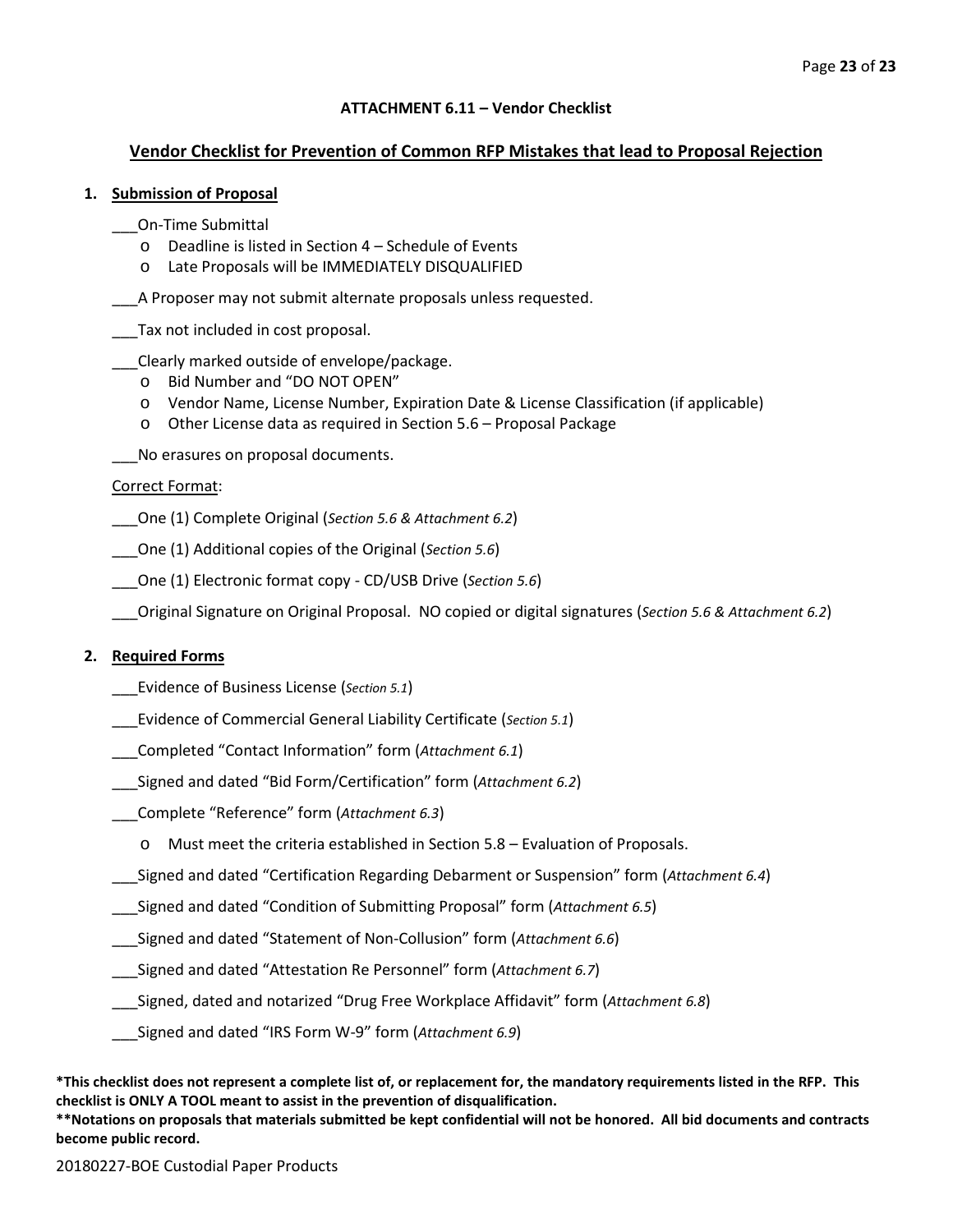### ATTACHMENT 6.11 – Vendor Checklist

## Vendor Checklist for Prevention of Common RFP Mistakes that lead to Proposal Rejection

1. **Submission of Proposal**

___On-Time Submittal
- o Deadline is listed in Section 4 – Schedule of Events
- o Late Proposals will be IMMEDIATELY DISQUALIFIED

___A Proposer may not submit alternate proposals unless requested.

___Tax not included in cost proposal.

___Clearly marked outside of envelope/package.
- o Bid Number and "DO NOT OPEN"
- o Vendor Name, License Number, Expiration Date & License Classification (if applicable)
- o Other License data as required in Section 5.6 – Proposal Package

___No erasures on proposal documents.

Correct Format:

___One (1) Complete Original (*Section 5.6 & Attachment 6.2*)

___One (1) Additional copies of the Original (*Section 5.6*)

___One (1) Electronic format copy - CD/USB Drive (*Section 5.6*)

___Original Signature on Original Proposal. NO copied or digital signatures (*Section 5.6 & Attachment 6.2*)

2. **Required Forms**

___Evidence of Business License (*Section 5.1*)

___Evidence of Commercial General Liability Certificate (*Section 5.1*)

___Completed "Contact Information" form (*Attachment 6.1*)

___Signed and dated "Bid Form/Certification" form (*Attachment 6.2*)

___Complete "Reference" form (*Attachment 6.3*)
- o Must meet the criteria established in Section 5.8 – Evaluation of Proposals.

___Signed and dated "Certification Regarding Debarment or Suspension" form (*Attachment 6.4*)

___Signed and dated "Condition of Submitting Proposal" form (*Attachment 6.5*)

___Signed and dated "Statement of Non-Collusion" form (*Attachment 6.6*)

___Signed and dated "Attestation Re Personnel" form (*Attachment 6.7*)

___Signed, dated and notarized "Drug Free Workplace Affidavit" form (*Attachment 6.8*)

___Signed and dated "IRS Form W-9" form (*Attachment 6.9*)

**\*This checklist does not represent a complete list of, or replacement for, the mandatory requirements listed in the RFP. This checklist is ONLY A TOOL meant to assist in the prevention of disqualification.**

**\*\*Notations on proposals that materials submitted be kept confidential will not be honored. All bid documents and contracts become public record.**